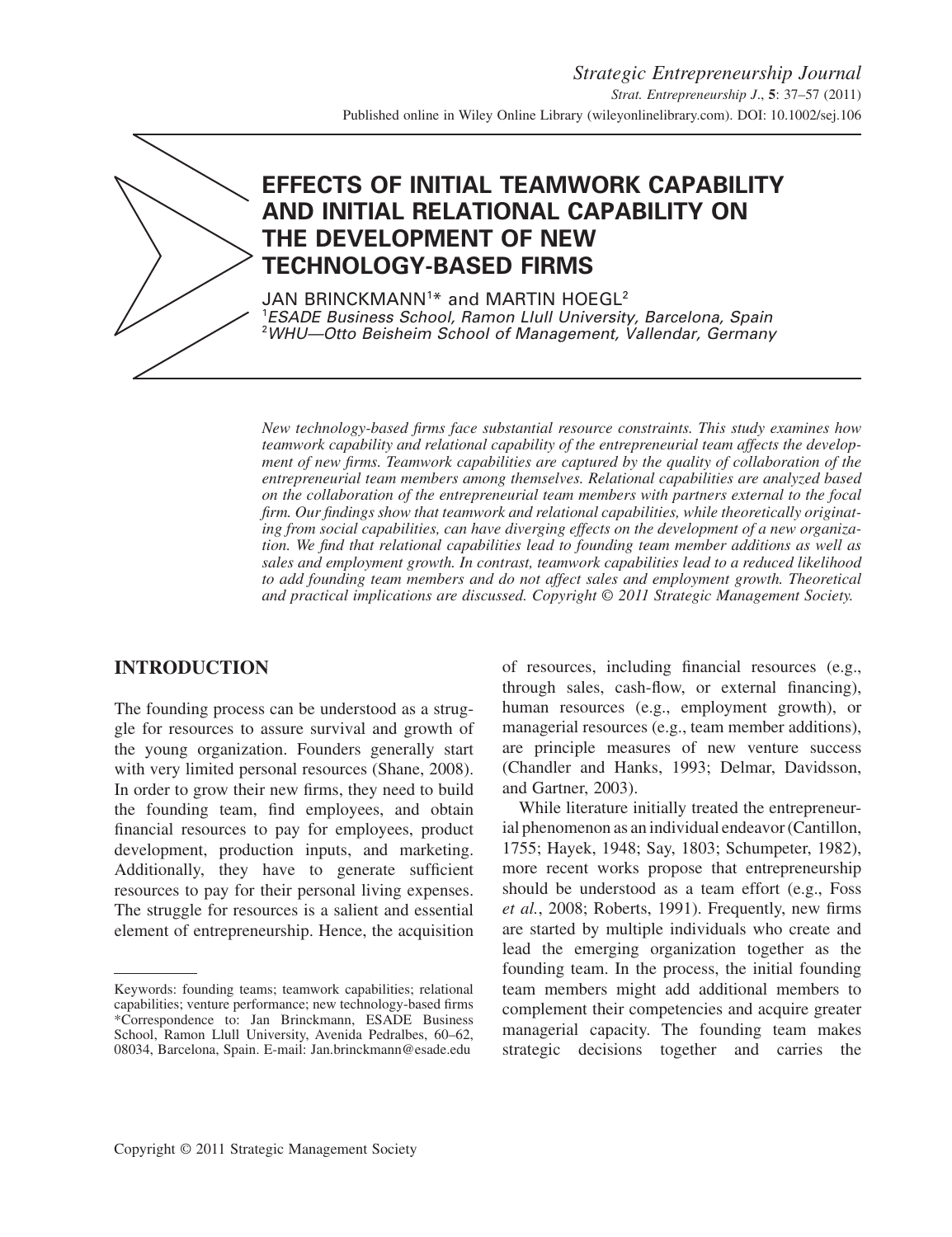# EFFECTS OF INITIAL TEAMWORK CAPABILITY AND INITIAL RELATIONAL CAPABILITY ON THE DEVELOPMENT OF NEW TECHNOLOGY-BASED FIRMS

JAN BRINCKMANN[1]* and MARTIN HOEGL[2]

[1] *ESADE Business School, Ramon Llull University, Barcelona, Spain*
[2] *WHU—Otto Beisheim School of Management, Vallendar, Germany*

*New technology-based firms face substantial resource constraints. This study examines how teamwork capability and relational capability of the entrepreneurial team affects the development of new firms. Teamwork capabilities are captured by the quality of collaboration of the entrepreneurial team members among themselves. Relational capabilities are analyzed based on the collaboration of the entrepreneurial team members with partners external to the focal firm. Our findings show that teamwork and relational capabilities, while theoretically originating from social capabilities, can have diverging effects on the development of a new organization. We find that relational capabilities lead to founding team member additions as well as sales and employment growth. In contrast, teamwork capabilities lead to a reduced likelihood to add founding team members and do not affect sales and employment growth. Theoretical and practical implications are discussed. Copyright © 2011 Strategic Management Society.*

## INTRODUCTION

The founding process can be understood as a struggle for resources to assure survival and growth of the young organization. Founders generally start with very limited personal resources (Shane, 2008). In order to grow their new firms, they need to build the founding team, find employees, and obtain financial resources to pay for employees, product development, production inputs, and marketing. Additionally, they have to generate sufficient resources to pay for their personal living expenses. The struggle for resources is a salient and essential element of entrepreneurship. Hence, the acquisition of resources, including financial resources (e.g., through sales, cash-flow, or external financing), human resources (e.g., employment growth), or managerial resources (e.g., team member additions), are principle measures of new venture success (Chandler and Hanks, 1993; Delmar, Davidsson, and Gartner, 2003).

While literature initially treated the entrepreneurial phenomenon as an individual endeavor (Cantillon, 1755; Hayek, 1948; Say, 1803; Schumpeter, 1982), more recent works propose that entrepreneurship should be understood as a team effort (e.g., Foss *et al.*, 2008; Roberts, 1991). Frequently, new firms are started by multiple individuals who create and lead the emerging organization together as the founding team. In the process, the initial founding team members might add additional members to complement their competencies and acquire greater managerial capacity. The founding team makes strategic decisions together and carries the

Keywords: founding teams; teamwork capabilities; relational capabilities; venture performance; new technology-based firms
*Correspondence to: Jan Brinckmann, ESADE Business School, Ramon Llull University, Avenida Pedralbes, 60–62, 08034, Barcelona, Spain. E-mail: Jan.brinckmann@esade.edu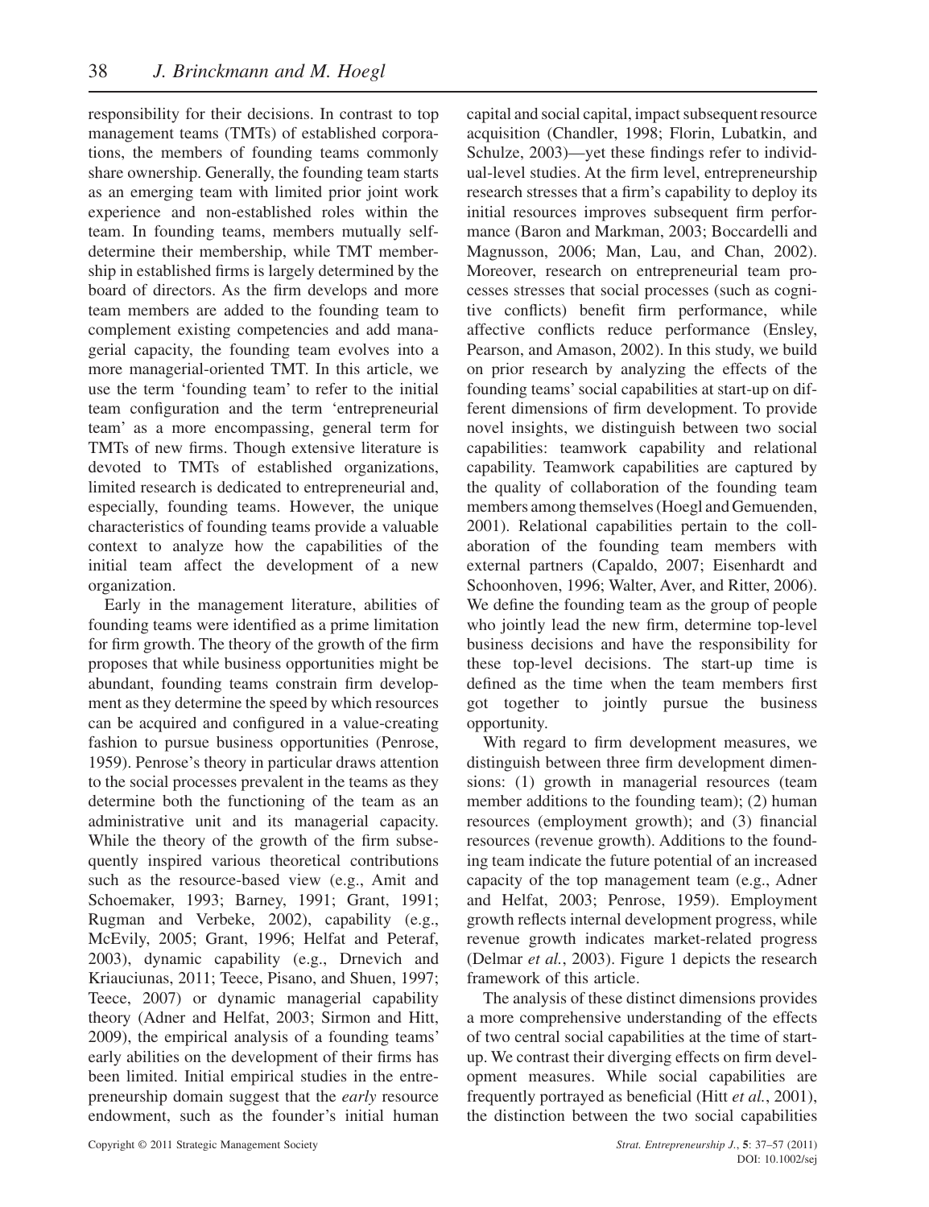responsibility for their decisions. In contrast to top management teams (TMTs) of established corporations, the members of founding teams commonly share ownership. Generally, the founding team starts as an emerging team with limited prior joint work experience and non-established roles within the team. In founding teams, members mutually self-determine their membership, while TMT membership in established firms is largely determined by the board of directors. As the firm develops and more team members are added to the founding team to complement existing competencies and add managerial capacity, the founding team evolves into a more managerial-oriented TMT. In this article, we use the term 'founding team' to refer to the initial team configuration and the term 'entrepreneurial team' as a more encompassing, general term for TMTs of new firms. Though extensive literature is devoted to TMTs of established organizations, limited research is dedicated to entrepreneurial and, especially, founding teams. However, the unique characteristics of founding teams provide a valuable context to analyze how the capabilities of the initial team affect the development of a new organization.

Early in the management literature, abilities of founding teams were identified as a prime limitation for firm growth. The theory of the growth of the firm proposes that while business opportunities might be abundant, founding teams constrain firm development as they determine the speed by which resources can be acquired and configured in a value-creating fashion to pursue business opportunities (Penrose, 1959). Penrose's theory in particular draws attention to the social processes prevalent in the teams as they determine both the functioning of the team as an administrative unit and its managerial capacity. While the theory of the growth of the firm subsequently inspired various theoretical contributions such as the resource-based view (e.g., Amit and Schoemaker, 1993; Barney, 1991; Grant, 1991; Rugman and Verbeke, 2002), capability (e.g., McEvily, 2005; Grant, 1996; Helfat and Peteraf, 2003), dynamic capability (e.g., Drnevich and Kriauciunas, 2011; Teece, Pisano, and Shuen, 1997; Teece, 2007) or dynamic managerial capability theory (Adner and Helfat, 2003; Sirmon and Hitt, 2009), the empirical analysis of a founding teams' early abilities on the development of their firms has been limited. Initial empirical studies in the entrepreneurship domain suggest that the *early* resource endowment, such as the founder's initial human capital and social capital, impact subsequent resource acquisition (Chandler, 1998; Florin, Lubatkin, and Schulze, 2003)—yet these findings refer to individual-level studies. At the firm level, entrepreneurship research stresses that a firm's capability to deploy its initial resources improves subsequent firm performance (Baron and Markman, 2003; Boccardelli and Magnusson, 2006; Man, Lau, and Chan, 2002). Moreover, research on entrepreneurial team processes stresses that social processes (such as cognitive conflicts) benefit firm performance, while affective conflicts reduce performance (Ensley, Pearson, and Amason, 2002). In this study, we build on prior research by analyzing the effects of the founding teams' social capabilities at start-up on different dimensions of firm development. To provide novel insights, we distinguish between two social capabilities: teamwork capability and relational capability. Teamwork capabilities are captured by the quality of collaboration of the founding team members among themselves (Hoegl and Gemuenden, 2001). Relational capabilities pertain to the collaboration of the founding team members with external partners (Capaldo, 2007; Eisenhardt and Schoonhoven, 1996; Walter, Aver, and Ritter, 2006). We define the founding team as the group of people who jointly lead the new firm, determine top-level business decisions and have the responsibility for these top-level decisions. The start-up time is defined as the time when the team members first got together to jointly pursue the business opportunity.

With regard to firm development measures, we distinguish between three firm development dimensions: (1) growth in managerial resources (team member additions to the founding team); (2) human resources (employment growth); and (3) financial resources (revenue growth). Additions to the founding team indicate the future potential of an increased capacity of the top management team (e.g., Adner and Helfat, 2003; Penrose, 1959). Employment growth reflects internal development progress, while revenue growth indicates market-related progress (Delmar *et al.*, 2003). Figure 1 depicts the research framework of this article.

The analysis of these distinct dimensions provides a more comprehensive understanding of the effects of two central social capabilities at the time of start-up. We contrast their diverging effects on firm development measures. While social capabilities are frequently portrayed as beneficial (Hitt *et al.*, 2001), the distinction between the two social capabilities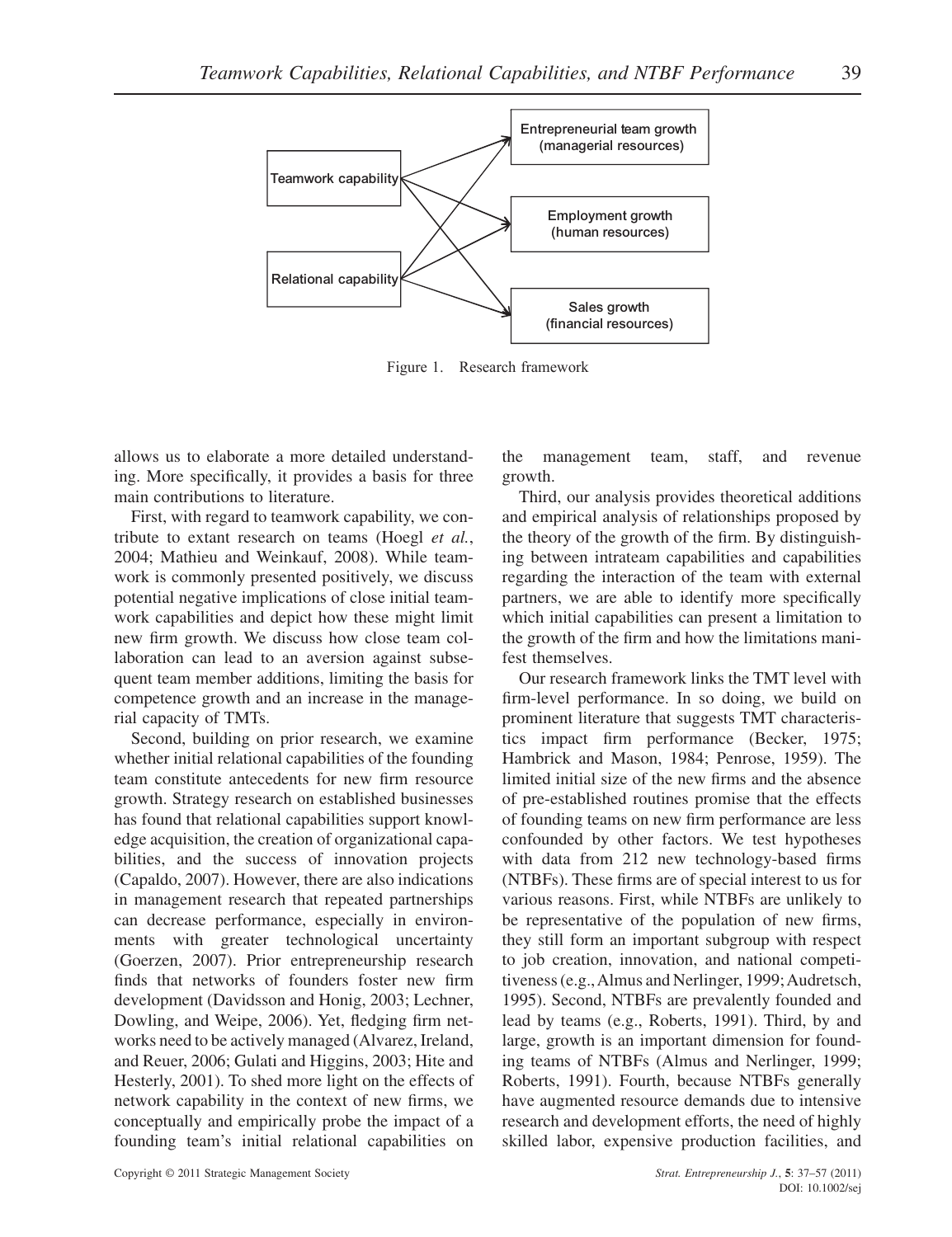Figure 1. Research framework

allows us to elaborate a more detailed understanding. More specifically, it provides a basis for three main contributions to literature.

First, with regard to teamwork capability, we contribute to extant research on teams (Hoegl *et al.*, 2004; Mathieu and Weinkauf, 2008). While teamwork is commonly presented positively, we discuss potential negative implications of close initial teamwork capabilities and depict how these might limit new firm growth. We discuss how close team collaboration can lead to an aversion against subsequent team member additions, limiting the basis for competence growth and an increase in the managerial capacity of TMTs.

Second, building on prior research, we examine whether initial relational capabilities of the founding team constitute antecedents for new firm resource growth. Strategy research on established businesses has found that relational capabilities support knowledge acquisition, the creation of organizational capabilities, and the success of innovation projects (Capaldo, 2007). However, there are also indications in management research that repeated partnerships can decrease performance, especially in environments with greater technological uncertainty (Goerzen, 2007). Prior entrepreneurship research finds that networks of founders foster new firm development (Davidsson and Honig, 2003; Lechner, Dowling, and Weipe, 2006). Yet, fledging firm networks need to be actively managed (Alvarez, Ireland, and Reuer, 2006; Gulati and Higgins, 2003; Hite and Hesterly, 2001). To shed more light on the effects of network capability in the context of new firms, we conceptually and empirically probe the impact of a founding team's initial relational capabilities on the management team, staff, and revenue growth.

Third, our analysis provides theoretical additions and empirical analysis of relationships proposed by the theory of the growth of the firm. By distinguishing between intrateam capabilities and capabilities regarding the interaction of the team with external partners, we are able to identify more specifically which initial capabilities can present a limitation to the growth of the firm and how the limitations manifest themselves.

Our research framework links the TMT level with firm-level performance. In so doing, we build on prominent literature that suggests TMT characteristics impact firm performance (Becker, 1975; Hambrick and Mason, 1984; Penrose, 1959). The limited initial size of the new firms and the absence of pre-established routines promise that the effects of founding teams on new firm performance are less confounded by other factors. We test hypotheses with data from 212 new technology-based firms (NTBFs). These firms are of special interest to us for various reasons. First, while NTBFs are unlikely to be representative of the population of new firms, they still form an important subgroup with respect to job creation, innovation, and national competitiveness (e.g., Almus and Nerlinger, 1999; Audretsch, 1995). Second, NTBFs are prevalently founded and lead by teams (e.g., Roberts, 1991). Third, by and large, growth is an important dimension for founding teams of NTBFs (Almus and Nerlinger, 1999; Roberts, 1991). Fourth, because NTBFs generally have augmented resource demands due to intensive research and development efforts, the need of highly skilled labor, expensive production facilities, and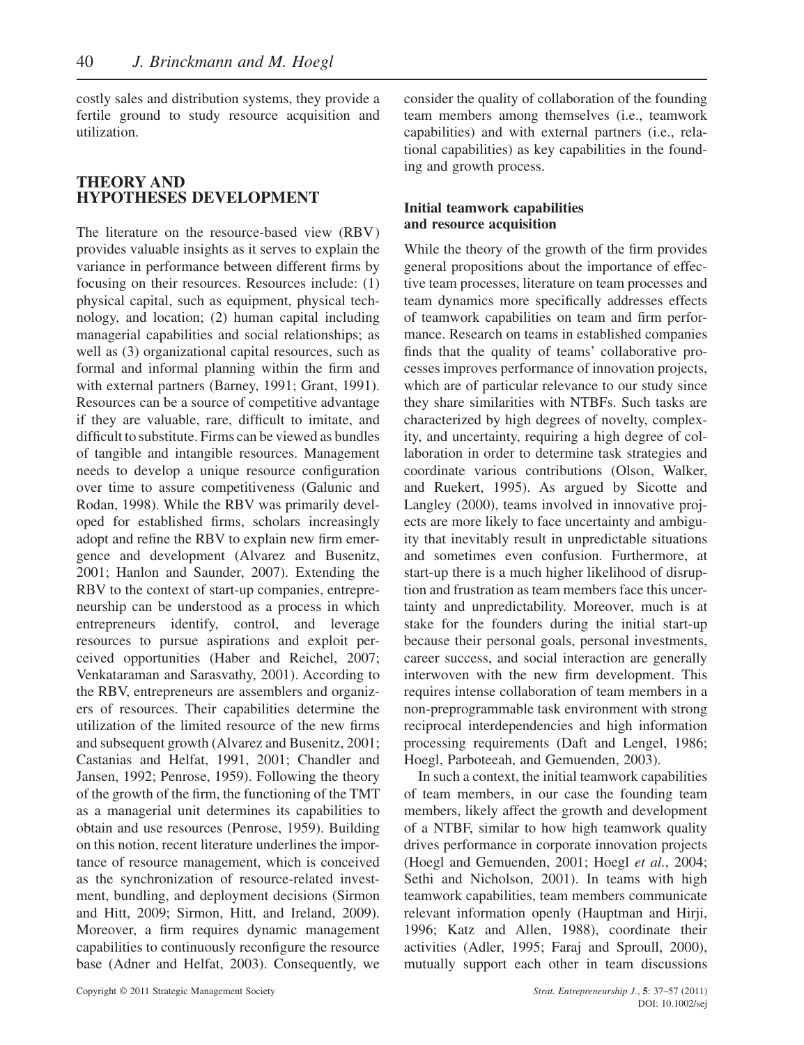costly sales and distribution systems, they provide a fertile ground to study resource acquisition and utilization.

## THEORY AND HYPOTHESES DEVELOPMENT

The literature on the resource-based view (RBV) provides valuable insights as it serves to explain the variance in performance between different firms by focusing on their resources. Resources include: (1) physical capital, such as equipment, physical technology, and location; (2) human capital including managerial capabilities and social relationships; as well as (3) organizational capital resources, such as formal and informal planning within the firm and with external partners (Barney, 1991; Grant, 1991). Resources can be a source of competitive advantage if they are valuable, rare, difficult to imitate, and difficult to substitute. Firms can be viewed as bundles of tangible and intangible resources. Management needs to develop a unique resource configuration over time to assure competitiveness (Galunic and Rodan, 1998). While the RBV was primarily developed for established firms, scholars increasingly adopt and refine the RBV to explain new firm emergence and development (Alvarez and Busenitz, 2001; Hanlon and Saunder, 2007). Extending the RBV to the context of start-up companies, entrepreneurship can be understood as a process in which entrepreneurs identify, control, and leverage resources to pursue aspirations and exploit perceived opportunities (Haber and Reichel, 2007; Venkataraman and Sarasvathy, 2001). According to the RBV, entrepreneurs are assemblers and organizers of resources. Their capabilities determine the utilization of the limited resource of the new firms and subsequent growth (Alvarez and Busenitz, 2001; Castanias and Helfat, 1991, 2001; Chandler and Jansen, 1992; Penrose, 1959). Following the theory of the growth of the firm, the functioning of the TMT as a managerial unit determines its capabilities to obtain and use resources (Penrose, 1959). Building on this notion, recent literature underlines the importance of resource management, which is conceived as the synchronization of resource-related investment, bundling, and deployment decisions (Sirmon and Hitt, 2009; Sirmon, Hitt, and Ireland, 2009). Moreover, a firm requires dynamic management capabilities to continuously reconfigure the resource base (Adner and Helfat, 2003). Consequently, we consider the quality of collaboration of the founding team members among themselves (i.e., teamwork capabilities) and with external partners (i.e., relational capabilities) as key capabilities in the founding and growth process.

### Initial teamwork capabilities and resource acquisition

While the theory of the growth of the firm provides general propositions about the importance of effective team processes, literature on team processes and team dynamics more specifically addresses effects of teamwork capabilities on team and firm performance. Research on teams in established companies finds that the quality of teams' collaborative processes improves performance of innovation projects, which are of particular relevance to our study since they share similarities with NTBFs. Such tasks are characterized by high degrees of novelty, complexity, and uncertainty, requiring a high degree of collaboration in order to determine task strategies and coordinate various contributions (Olson, Walker, and Ruekert, 1995). As argued by Sicotte and Langley (2000), teams involved in innovative projects are more likely to face uncertainty and ambiguity that inevitably result in unpredictable situations and sometimes even confusion. Furthermore, at start-up there is a much higher likelihood of disruption and frustration as team members face this uncertainty and unpredictability. Moreover, much is at stake for the founders during the initial start-up because their personal goals, personal investments, career success, and social interaction are generally interwoven with the new firm development. This requires intense collaboration of team members in a non-preprogrammable task environment with strong reciprocal interdependencies and high information processing requirements (Daft and Lengel, 1986; Hoegl, Parboteeah, and Gemuenden, 2003).

In such a context, the initial teamwork capabilities of team members, in our case the founding team members, likely affect the growth and development of a NTBF, similar to how high teamwork quality drives performance in corporate innovation projects (Hoegl and Gemuenden, 2001; Hoegl *et al.*, 2004; Sethi and Nicholson, 2001). In teams with high teamwork capabilities, team members communicate relevant information openly (Hauptman and Hirji, 1996; Katz and Allen, 1988), coordinate their activities (Adler, 1995; Faraj and Sproull, 2000), mutually support each other in team discussions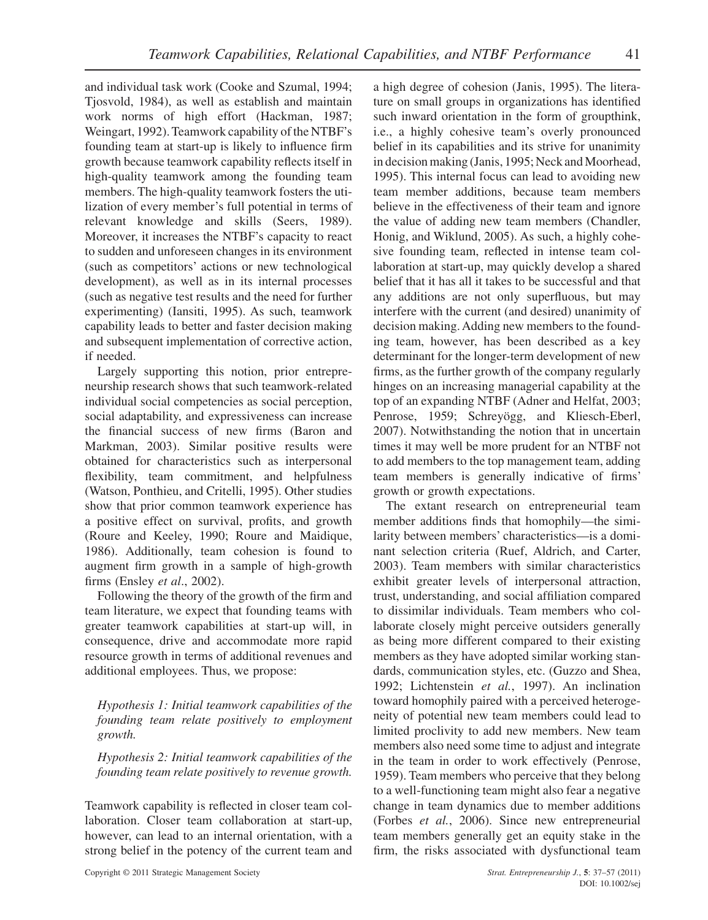and individual task work (Cooke and Szumal, 1994; Tjosvold, 1984), as well as establish and maintain work norms of high effort (Hackman, 1987; Weingart, 1992). Teamwork capability of the NTBF's founding team at start-up is likely to influence firm growth because teamwork capability reflects itself in high-quality teamwork among the founding team members. The high-quality teamwork fosters the utilization of every member's full potential in terms of relevant knowledge and skills (Seers, 1989). Moreover, it increases the NTBF's capacity to react to sudden and unforeseen changes in its environment (such as competitors' actions or new technological development), as well as in its internal processes (such as negative test results and the need for further experimenting) (Iansiti, 1995). As such, teamwork capability leads to better and faster decision making and subsequent implementation of corrective action, if needed.

Largely supporting this notion, prior entrepreneurship research shows that such teamwork-related individual social competencies as social perception, social adaptability, and expressiveness can increase the financial success of new firms (Baron and Markman, 2003). Similar positive results were obtained for characteristics such as interpersonal flexibility, team commitment, and helpfulness (Watson, Ponthieu, and Critelli, 1995). Other studies show that prior common teamwork experience has a positive effect on survival, profits, and growth (Roure and Keeley, 1990; Roure and Maidique, 1986). Additionally, team cohesion is found to augment firm growth in a sample of high-growth firms (Ensley *et al*., 2002).

Following the theory of the growth of the firm and team literature, we expect that founding teams with greater teamwork capabilities at start-up will, in consequence, drive and accommodate more rapid resource growth in terms of additional revenues and additional employees. Thus, we propose:

*Hypothesis 1: Initial teamwork capabilities of the founding team relate positively to employment growth.*

*Hypothesis 2: Initial teamwork capabilities of the founding team relate positively to revenue growth.*

Teamwork capability is reflected in closer team collaboration. Closer team collaboration at start-up, however, can lead to an internal orientation, with a strong belief in the potency of the current team and a high degree of cohesion (Janis, 1995). The literature on small groups in organizations has identified such inward orientation in the form of groupthink, i.e., a highly cohesive team's overly pronounced belief in its capabilities and its strive for unanimity in decision making (Janis, 1995; Neck and Moorhead, 1995). This internal focus can lead to avoiding new team member additions, because team members believe in the effectiveness of their team and ignore the value of adding new team members (Chandler, Honig, and Wiklund, 2005). As such, a highly cohesive founding team, reflected in intense team collaboration at start-up, may quickly develop a shared belief that it has all it takes to be successful and that any additions are not only superfluous, but may interfere with the current (and desired) unanimity of decision making. Adding new members to the founding team, however, has been described as a key determinant for the longer-term development of new firms, as the further growth of the company regularly hinges on an increasing managerial capability at the top of an expanding NTBF (Adner and Helfat, 2003; Penrose, 1959; Schreyögg, and Kliesch-Eberl, 2007). Notwithstanding the notion that in uncertain times it may well be more prudent for an NTBF not to add members to the top management team, adding team members is generally indicative of firms' growth or growth expectations.

The extant research on entrepreneurial team member additions finds that homophily—the similarity between members' characteristics—is a dominant selection criteria (Ruef, Aldrich, and Carter, 2003). Team members with similar characteristics exhibit greater levels of interpersonal attraction, trust, understanding, and social affiliation compared to dissimilar individuals. Team members who collaborate closely might perceive outsiders generally as being more different compared to their existing members as they have adopted similar working standards, communication styles, etc. (Guzzo and Shea, 1992; Lichtenstein *et al.*, 1997). An inclination toward homophily paired with a perceived heterogeneity of potential new team members could lead to limited proclivity to add new members. New team members also need some time to adjust and integrate in the team in order to work effectively (Penrose, 1959). Team members who perceive that they belong to a well-functioning team might also fear a negative change in team dynamics due to member additions (Forbes *et al.*, 2006). Since new entrepreneurial team members generally get an equity stake in the firm, the risks associated with dysfunctional team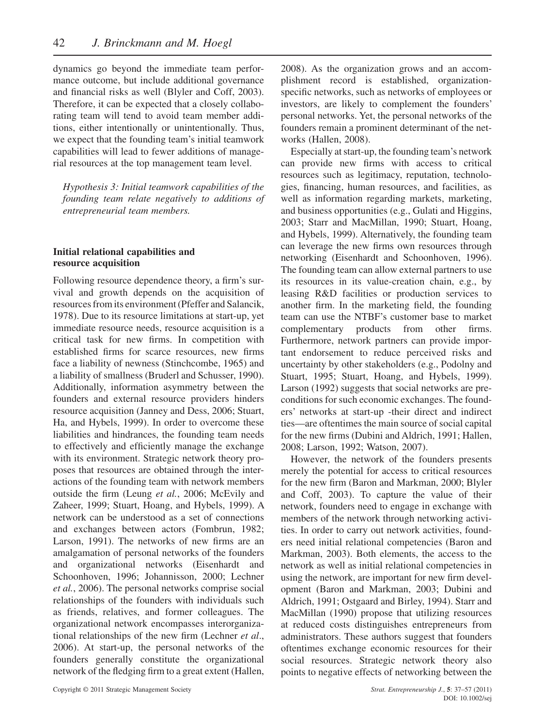dynamics go beyond the immediate team performance outcome, but include additional governance and financial risks as well (Blyler and Coff, 2003). Therefore, it can be expected that a closely collaborating team will tend to avoid team member additions, either intentionally or unintentionally. Thus, we expect that the founding team's initial teamwork capabilities will lead to fewer additions of managerial resources at the top management team level.

*Hypothesis 3: Initial teamwork capabilities of the founding team relate negatively to additions of entrepreneurial team members.*

### Initial relational capabilities and resource acquisition

Following resource dependence theory, a firm's survival and growth depends on the acquisition of resources from its environment (Pfeffer and Salancik, 1978). Due to its resource limitations at start-up, yet immediate resource needs, resource acquisition is a critical task for new firms. In competition with established firms for scarce resources, new firms face a liability of newness (Stinchcombe, 1965) and a liability of smallness (Bruderl and Schusser, 1990). Additionally, information asymmetry between the founders and external resource providers hinders resource acquisition (Janney and Dess, 2006; Stuart, Ha, and Hybels, 1999). In order to overcome these liabilities and hindrances, the founding team needs to effectively and efficiently manage the exchange with its environment. Strategic network theory proposes that resources are obtained through the interactions of the founding team with network members outside the firm (Leung *et al.*, 2006; McEvily and Zaheer, 1999; Stuart, Hoang, and Hybels, 1999). A network can be understood as a set of connections and exchanges between actors (Fombrun, 1982; Larson, 1991). The networks of new firms are an amalgamation of personal networks of the founders and organizational networks (Eisenhardt and Schoonhoven, 1996; Johannisson, 2000; Lechner *et al.*, 2006). The personal networks comprise social relationships of the founders with individuals such as friends, relatives, and former colleagues. The organizational network encompasses interorganizational relationships of the new firm (Lechner *et al*., 2006). At start-up, the personal networks of the founders generally constitute the organizational network of the fledging firm to a great extent (Hallen, 2008). As the organization grows and an accomplishment record is established, organization-specific networks, such as networks of employees or investors, are likely to complement the founders' personal networks. Yet, the personal networks of the founders remain a prominent determinant of the networks (Hallen, 2008).

Especially at start-up, the founding team's network can provide new firms with access to critical resources such as legitimacy, reputation, technologies, financing, human resources, and facilities, as well as information regarding markets, marketing, and business opportunities (e.g., Gulati and Higgins, 2003; Starr and MacMillan, 1990; Stuart, Hoang, and Hybels, 1999). Alternatively, the founding team can leverage the new firms own resources through networking (Eisenhardt and Schoonhoven, 1996). The founding team can allow external partners to use its resources in its value-creation chain, e.g., by leasing R&D facilities or production services to another firm. In the marketing field, the founding team can use the NTBF's customer base to market complementary products from other firms. Furthermore, network partners can provide important endorsement to reduce perceived risks and uncertainty by other stakeholders (e.g., Podolny and Stuart, 1995; Stuart, Hoang, and Hybels, 1999). Larson (1992) suggests that social networks are preconditions for such economic exchanges. The founders' networks at start-up -their direct and indirect ties—are oftentimes the main source of social capital for the new firms (Dubini and Aldrich, 1991; Hallen, 2008; Larson, 1992; Watson, 2007).

However, the network of the founders presents merely the potential for access to critical resources for the new firm (Baron and Markman, 2000; Blyler and Coff, 2003). To capture the value of their network, founders need to engage in exchange with members of the network through networking activities. In order to carry out network activities, founders need initial relational competencies (Baron and Markman, 2003). Both elements, the access to the network as well as initial relational competencies in using the network, are important for new firm development (Baron and Markman, 2003; Dubini and Aldrich, 1991; Ostgaard and Birley, 1994). Starr and MacMillan (1990) propose that utilizing resources at reduced costs distinguishes entrepreneurs from administrators. These authors suggest that founders oftentimes exchange economic resources for their social resources. Strategic network theory also points to negative effects of networking between the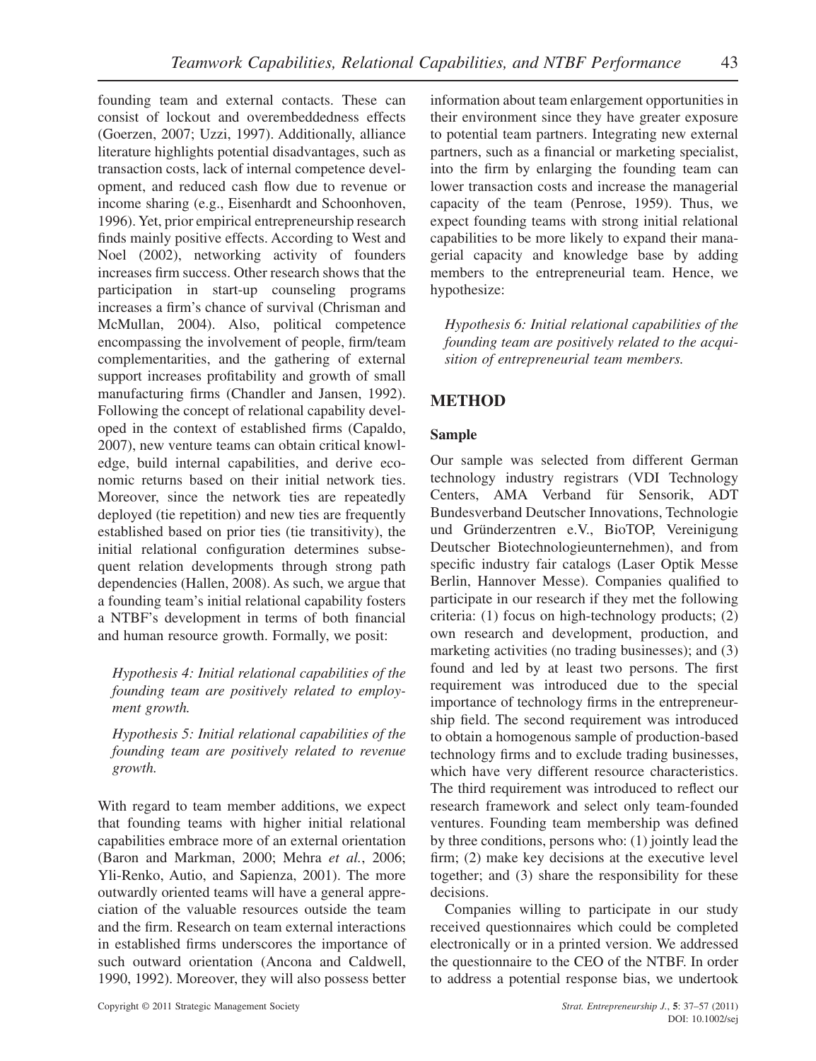founding team and external contacts. These can consist of lockout and overembeddedness effects (Goerzen, 2007; Uzzi, 1997). Additionally, alliance literature highlights potential disadvantages, such as transaction costs, lack of internal competence development, and reduced cash flow due to revenue or income sharing (e.g., Eisenhardt and Schoonhoven, 1996). Yet, prior empirical entrepreneurship research finds mainly positive effects. According to West and Noel (2002), networking activity of founders increases firm success. Other research shows that the participation in start-up counseling programs increases a firm's chance of survival (Chrisman and McMullan, 2004). Also, political competence encompassing the involvement of people, firm/team complementarities, and the gathering of external support increases profitability and growth of small manufacturing firms (Chandler and Jansen, 1992). Following the concept of relational capability developed in the context of established firms (Capaldo, 2007), new venture teams can obtain critical knowledge, build internal capabilities, and derive economic returns based on their initial network ties. Moreover, since the network ties are repeatedly deployed (tie repetition) and new ties are frequently established based on prior ties (tie transitivity), the initial relational configuration determines subsequent relation developments through strong path dependencies (Hallen, 2008). As such, we argue that a founding team's initial relational capability fosters a NTBF's development in terms of both financial and human resource growth. Formally, we posit:

*Hypothesis 4: Initial relational capabilities of the founding team are positively related to employment growth.*

*Hypothesis 5: Initial relational capabilities of the founding team are positively related to revenue growth.*

With regard to team member additions, we expect that founding teams with higher initial relational capabilities embrace more of an external orientation (Baron and Markman, 2000; Mehra *et al.*, 2006; Yli-Renko, Autio, and Sapienza, 2001). The more outwardly oriented teams will have a general appreciation of the valuable resources outside the team and the firm. Research on team external interactions in established firms underscores the importance of such outward orientation (Ancona and Caldwell, 1990, 1992). Moreover, they will also possess better information about team enlargement opportunities in their environment since they have greater exposure to potential team partners. Integrating new external partners, such as a financial or marketing specialist, into the firm by enlarging the founding team can lower transaction costs and increase the managerial capacity of the team (Penrose, 1959). Thus, we expect founding teams with strong initial relational capabilities to be more likely to expand their managerial capacity and knowledge base by adding members to the entrepreneurial team. Hence, we hypothesize:

*Hypothesis 6: Initial relational capabilities of the founding team are positively related to the acquisition of entrepreneurial team members.*

## METHOD

### Sample

Our sample was selected from different German technology industry registrars (VDI Technology Centers, AMA Verband für Sensorik, ADT Bundesverband Deutscher Innovations, Technologie und Gründerzentren e.V., BioTOP, Vereinigung Deutscher Biotechnologieunternehmen), and from specific industry fair catalogs (Laser Optik Messe Berlin, Hannover Messe). Companies qualified to participate in our research if they met the following criteria: (1) focus on high-technology products; (2) own research and development, production, and marketing activities (no trading businesses); and (3) found and led by at least two persons. The first requirement was introduced due to the special importance of technology firms in the entrepreneurship field. The second requirement was introduced to obtain a homogenous sample of production-based technology firms and to exclude trading businesses, which have very different resource characteristics. The third requirement was introduced to reflect our research framework and select only team-founded ventures. Founding team membership was defined by three conditions, persons who: (1) jointly lead the firm; (2) make key decisions at the executive level together; and (3) share the responsibility for these decisions.

Companies willing to participate in our study received questionnaires which could be completed electronically or in a printed version. We addressed the questionnaire to the CEO of the NTBF. In order to address a potential response bias, we undertook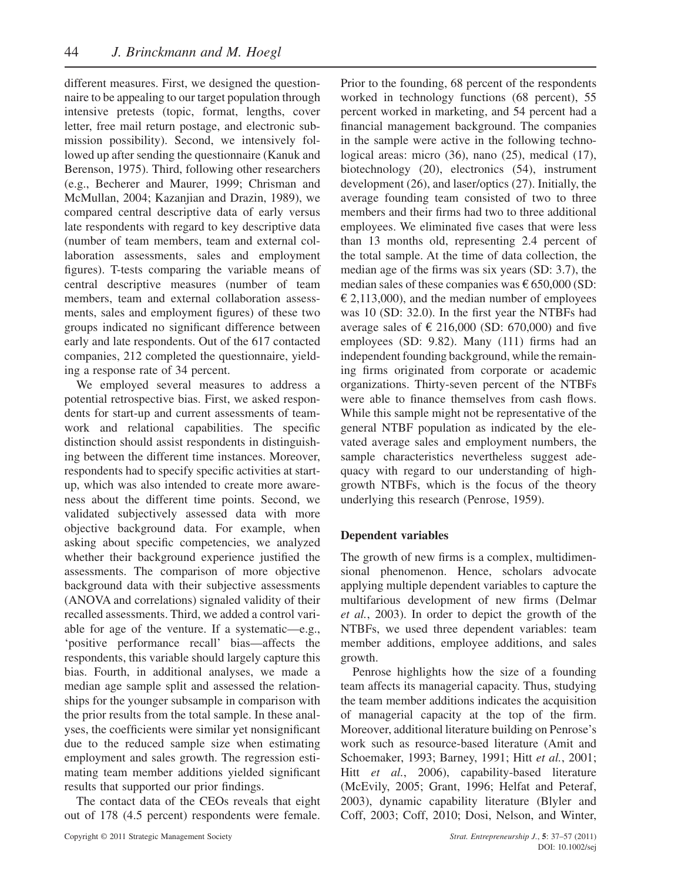different measures. First, we designed the questionnaire to be appealing to our target population through intensive pretests (topic, format, lengths, cover letter, free mail return postage, and electronic submission possibility). Second, we intensively followed up after sending the questionnaire (Kanuk and Berenson, 1975). Third, following other researchers (e.g., Becherer and Maurer, 1999; Chrisman and McMullan, 2004; Kazanjian and Drazin, 1989), we compared central descriptive data of early versus late respondents with regard to key descriptive data (number of team members, team and external collaboration assessments, sales and employment figures). T-tests comparing the variable means of central descriptive measures (number of team members, team and external collaboration assessments, sales and employment figures) of these two groups indicated no significant difference between early and late respondents. Out of the 617 contacted companies, 212 completed the questionnaire, yielding a response rate of 34 percent.

We employed several measures to address a potential retrospective bias. First, we asked respondents for start-up and current assessments of teamwork and relational capabilities. The specific distinction should assist respondents in distinguishing between the different time instances. Moreover, respondents had to specify specific activities at start-up, which was also intended to create more awareness about the different time points. Second, we validated subjectively assessed data with more objective background data. For example, when asking about specific competencies, we analyzed whether their background experience justified the assessments. The comparison of more objective background data with their subjective assessments (ANOVA and correlations) signaled validity of their recalled assessments. Third, we added a control variable for age of the venture. If a systematic—e.g., 'positive performance recall' bias—affects the respondents, this variable should largely capture this bias. Fourth, in additional analyses, we made a median age sample split and assessed the relationships for the younger subsample in comparison with the prior results from the total sample. In these analyses, the coefficients were similar yet nonsignificant due to the reduced sample size when estimating employment and sales growth. The regression estimating team member additions yielded significant results that supported our prior findings.

The contact data of the CEOs reveals that eight out of 178 (4.5 percent) respondents were female. Prior to the founding, 68 percent of the respondents worked in technology functions (68 percent), 55 percent worked in marketing, and 54 percent had a financial management background. The companies in the sample were active in the following technological areas: micro (36), nano (25), medical (17), biotechnology (20), electronics (54), instrument development (26), and laser/optics (27). Initially, the average founding team consisted of two to three members and their firms had two to three additional employees. We eliminated five cases that were less than 13 months old, representing 2.4 percent of the total sample. At the time of data collection, the median age of the firms was six years (SD: 3.7), the median sales of these companies was € 650,000 (SD: € 2,113,000), and the median number of employees was 10 (SD: 32.0). In the first year the NTBFs had average sales of € 216,000 (SD: 670,000) and five employees (SD: 9.82). Many (111) firms had an independent founding background, while the remaining firms originated from corporate or academic organizations. Thirty-seven percent of the NTBFs were able to finance themselves from cash flows. While this sample might not be representative of the general NTBF population as indicated by the elevated average sales and employment numbers, the sample characteristics nevertheless suggest adequacy with regard to our understanding of high-growth NTBFs, which is the focus of the theory underlying this research (Penrose, 1959).

### Dependent variables

The growth of new firms is a complex, multidimensional phenomenon. Hence, scholars advocate applying multiple dependent variables to capture the multifarious development of new firms (Delmar *et al.*, 2003). In order to depict the growth of the NTBFs, we used three dependent variables: team member additions, employee additions, and sales growth.

Penrose highlights how the size of a founding team affects its managerial capacity. Thus, studying the team member additions indicates the acquisition of managerial capacity at the top of the firm. Moreover, additional literature building on Penrose's work such as resource-based literature (Amit and Schoemaker, 1993; Barney, 1991; Hitt *et al.*, 2001; Hitt *et al.*, 2006), capability-based literature (McEvily, 2005; Grant, 1996; Helfat and Peteraf, 2003), dynamic capability literature (Blyler and Coff, 2003; Coff, 2010; Dosi, Nelson, and Winter,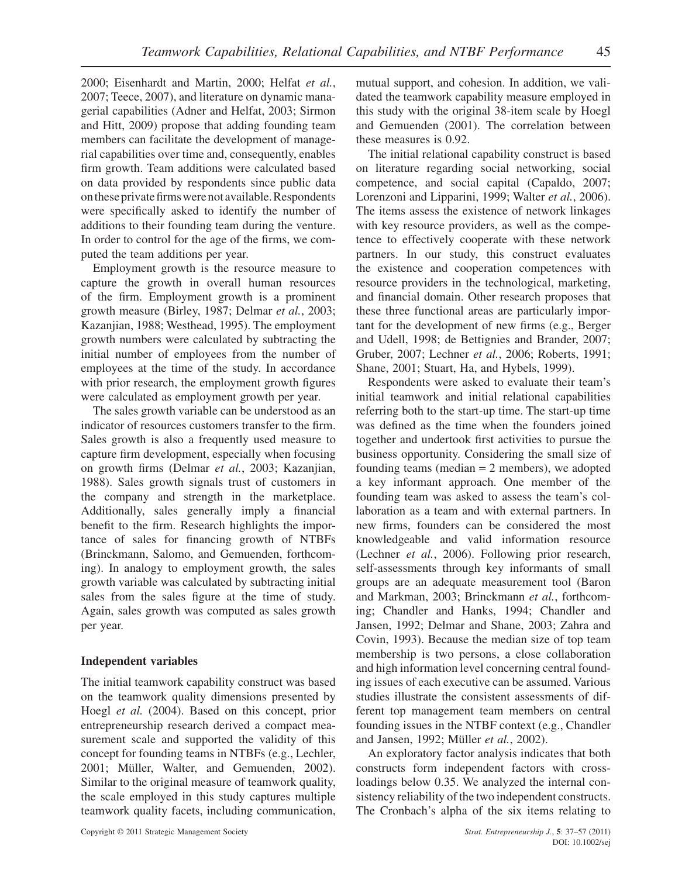2000; Eisenhardt and Martin, 2000; Helfat *et al.*, 2007; Teece, 2007), and literature on dynamic managerial capabilities (Adner and Helfat, 2003; Sirmon and Hitt, 2009) propose that adding founding team members can facilitate the development of managerial capabilities over time and, consequently, enables firm growth. Team additions were calculated based on data provided by respondents since public data on these private firms were not available. Respondents were specifically asked to identify the number of additions to their founding team during the venture. In order to control for the age of the firms, we computed the team additions per year.

Employment growth is the resource measure to capture the growth in overall human resources of the firm. Employment growth is a prominent growth measure (Birley, 1987; Delmar *et al.*, 2003; Kazanjian, 1988; Westhead, 1995). The employment growth numbers were calculated by subtracting the initial number of employees from the number of employees at the time of the study. In accordance with prior research, the employment growth figures were calculated as employment growth per year.

The sales growth variable can be understood as an indicator of resources customers transfer to the firm. Sales growth is also a frequently used measure to capture firm development, especially when focusing on growth firms (Delmar *et al.*, 2003; Kazanjian, 1988). Sales growth signals trust of customers in the company and strength in the marketplace. Additionally, sales generally imply a financial benefit to the firm. Research highlights the importance of sales for financing growth of NTBFs (Brinckmann, Salomo, and Gemuenden, forthcoming). In analogy to employment growth, the sales growth variable was calculated by subtracting initial sales from the sales figure at the time of study. Again, sales growth was computed as sales growth per year.

### Independent variables

The initial teamwork capability construct was based on the teamwork quality dimensions presented by Hoegl *et al.* (2004). Based on this concept, prior entrepreneurship research derived a compact measurement scale and supported the validity of this concept for founding teams in NTBFs (e.g., Lechler, 2001; Müller, Walter, and Gemuenden, 2002). Similar to the original measure of teamwork quality, the scale employed in this study captures multiple teamwork quality facets, including communication, mutual support, and cohesion. In addition, we validated the teamwork capability measure employed in this study with the original 38-item scale by Hoegl and Gemuenden (2001). The correlation between these measures is 0.92.

The initial relational capability construct is based on literature regarding social networking, social competence, and social capital (Capaldo, 2007; Lorenzoni and Lipparini, 1999; Walter *et al.*, 2006). The items assess the existence of network linkages with key resource providers, as well as the competence to effectively cooperate with these network partners. In our study, this construct evaluates the existence and cooperation competences with resource providers in the technological, marketing, and financial domain. Other research proposes that these three functional areas are particularly important for the development of new firms (e.g., Berger and Udell, 1998; de Bettignies and Brander, 2007; Gruber, 2007; Lechner *et al.*, 2006; Roberts, 1991; Shane, 2001; Stuart, Ha, and Hybels, 1999).

Respondents were asked to evaluate their team's initial teamwork and initial relational capabilities referring both to the start-up time. The start-up time was defined as the time when the founders joined together and undertook first activities to pursue the business opportunity. Considering the small size of founding teams (median = 2 members), we adopted a key informant approach. One member of the founding team was asked to assess the team's collaboration as a team and with external partners. In new firms, founders can be considered the most knowledgeable and valid information resource (Lechner *et al.*, 2006). Following prior research, self-assessments through key informants of small groups are an adequate measurement tool (Baron and Markman, 2003; Brinckmann *et al.*, forthcoming; Chandler and Hanks, 1994; Chandler and Jansen, 1992; Delmar and Shane, 2003; Zahra and Covin, 1993). Because the median size of top team membership is two persons, a close collaboration and high information level concerning central founding issues of each executive can be assumed. Various studies illustrate the consistent assessments of different top management team members on central founding issues in the NTBF context (e.g., Chandler and Jansen, 1992; Müller *et al.*, 2002).

An exploratory factor analysis indicates that both constructs form independent factors with cross-loadings below 0.35. We analyzed the internal consistency reliability of the two independent constructs. The Cronbach's alpha of the six items relating to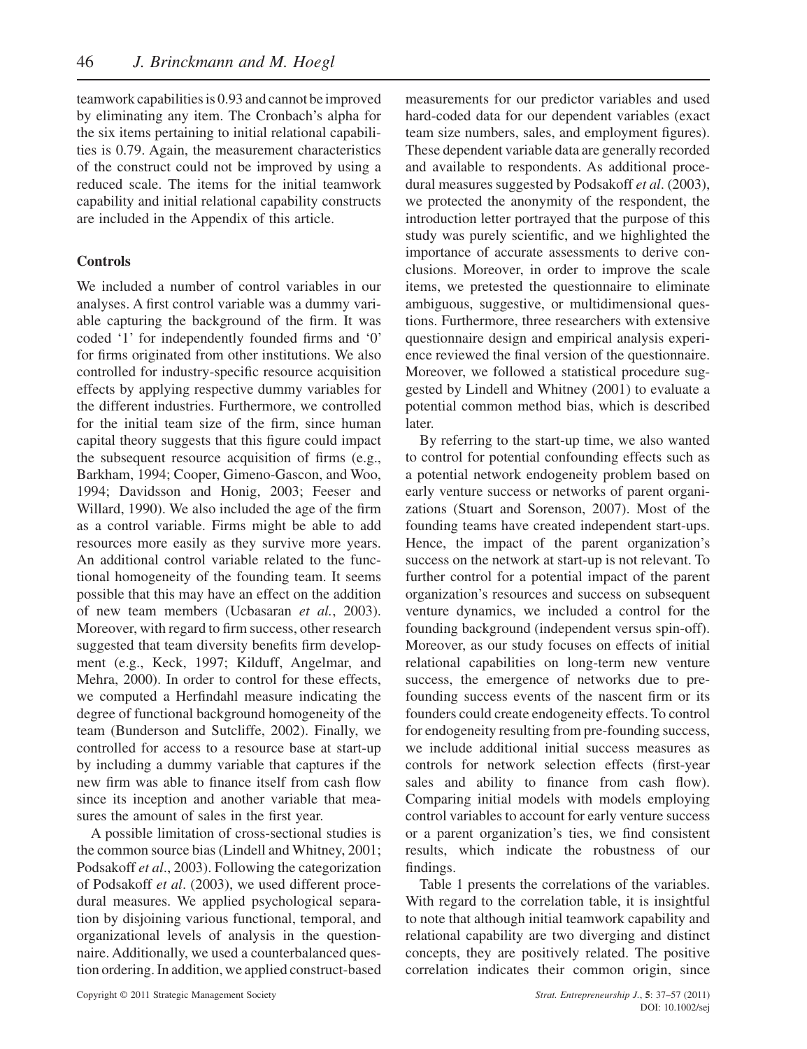teamwork capabilities is 0.93 and cannot be improved by eliminating any item. The Cronbach's alpha for the six items pertaining to initial relational capabilities is 0.79. Again, the measurement characteristics of the construct could not be improved by using a reduced scale. The items for the initial teamwork capability and initial relational capability constructs are included in the Appendix of this article.

### Controls

We included a number of control variables in our analyses. A first control variable was a dummy variable capturing the background of the firm. It was coded '1' for independently founded firms and '0' for firms originated from other institutions. We also controlled for industry-specific resource acquisition effects by applying respective dummy variables for the different industries. Furthermore, we controlled for the initial team size of the firm, since human capital theory suggests that this figure could impact the subsequent resource acquisition of firms (e.g., Barkham, 1994; Cooper, Gimeno-Gascon, and Woo, 1994; Davidsson and Honig, 2003; Feeser and Willard, 1990). We also included the age of the firm as a control variable. Firms might be able to add resources more easily as they survive more years. An additional control variable related to the functional homogeneity of the founding team. It seems possible that this may have an effect on the addition of new team members (Ucbasaran *et al.*, 2003). Moreover, with regard to firm success, other research suggested that team diversity benefits firm development (e.g., Keck, 1997; Kilduff, Angelmar, and Mehra, 2000). In order to control for these effects, we computed a Herfindahl measure indicating the degree of functional background homogeneity of the team (Bunderson and Sutcliffe, 2002). Finally, we controlled for access to a resource base at start-up by including a dummy variable that captures if the new firm was able to finance itself from cash flow since its inception and another variable that measures the amount of sales in the first year.

A possible limitation of cross-sectional studies is the common source bias (Lindell and Whitney, 2001; Podsakoff *et al*., 2003). Following the categorization of Podsakoff *et al*. (2003), we used different procedural measures. We applied psychological separation by disjoining various functional, temporal, and organizational levels of analysis in the questionnaire. Additionally, we used a counterbalanced question ordering. In addition, we applied construct-based measurements for our predictor variables and used hard-coded data for our dependent variables (exact team size numbers, sales, and employment figures). These dependent variable data are generally recorded and available to respondents. As additional procedural measures suggested by Podsakoff *et al*. (2003), we protected the anonymity of the respondent, the introduction letter portrayed that the purpose of this study was purely scientific, and we highlighted the importance of accurate assessments to derive conclusions. Moreover, in order to improve the scale items, we pretested the questionnaire to eliminate ambiguous, suggestive, or multidimensional questions. Furthermore, three researchers with extensive questionnaire design and empirical analysis experience reviewed the final version of the questionnaire. Moreover, we followed a statistical procedure suggested by Lindell and Whitney (2001) to evaluate a potential common method bias, which is described later.

By referring to the start-up time, we also wanted to control for potential confounding effects such as a potential network endogeneity problem based on early venture success or networks of parent organizations (Stuart and Sorenson, 2007). Most of the founding teams have created independent start-ups. Hence, the impact of the parent organization's success on the network at start-up is not relevant. To further control for a potential impact of the parent organization's resources and success on subsequent venture dynamics, we included a control for the founding background (independent versus spin-off). Moreover, as our study focuses on effects of initial relational capabilities on long-term new venture success, the emergence of networks due to pre-founding success events of the nascent firm or its founders could create endogeneity effects. To control for endogeneity resulting from pre-founding success, we include additional initial success measures as controls for network selection effects (first-year sales and ability to finance from cash flow). Comparing initial models with models employing control variables to account for early venture success or a parent organization's ties, we find consistent results, which indicate the robustness of our findings.

Table 1 presents the correlations of the variables. With regard to the correlation table, it is insightful to note that although initial teamwork capability and relational capability are two diverging and distinct concepts, they are positively related. The positive correlation indicates their common origin, since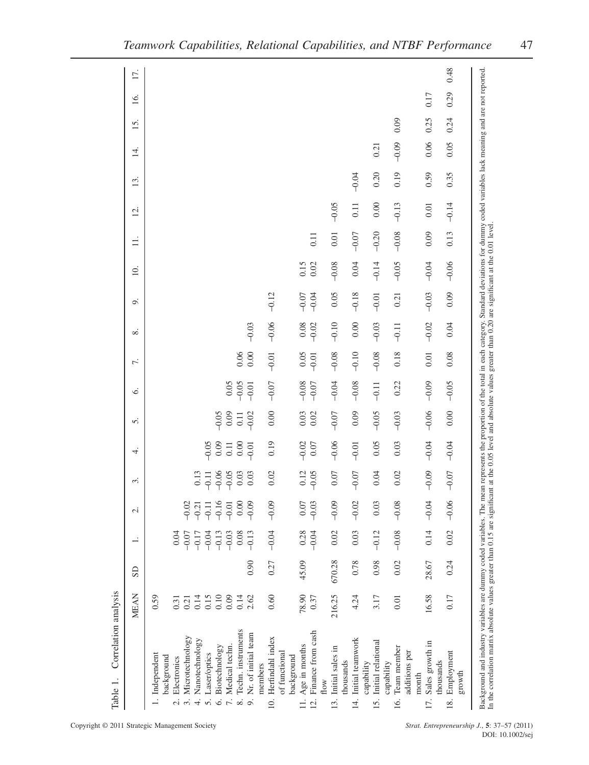Table 1. Correlation analysis

| | MEAN | SD | 1. | 2. | 3. | 4. | 5. | 6. | 7. | 8. | 9. | 10. | 11. | 12. | 13. | 14. | 15. | 16. | 17. |
|---|---|---|---|---|---|---|---|---|---|---|---|---|---|---|---|---|---|---|---|
| 1. Independent background | 0.59 | | | | | | | | | | | | | | | | | | |
| 2. Electronics | 0.31 | | 0.04 | | | | | | | | | | | | | | | | |
| 3. Microtechnology | 0.21 | | −0.07 | −0.02 | | | | | | | | | | | | | | | |
| 4. Nanotechnology | 0.14 | | −0.17 | −0.21 | 0.13 | | | | | | | | | | | | | | |
| 5. Laser/optics | 0.15 | | −0.04 | −0.11 | −0.11 | −0.05 | | | | | | | | | | | | | |
| 6. Biotechnology | 0.10 | | −0.13 | −0.16 | −0.06 | 0.09 | −0.05 | | | | | | | | | | | | |
| 7. Medical techn. | 0.09 | | −0.03 | −0.01 | −0.05 | 0.11 | 0.09 | 0.05 | | | | | | | | | | | |
| 8. Techn. instruments | 0.14 | | 0.08 | 0.00 | 0.03 | 0.00 | 0.11 | −0.05 | 0.06 | | | | | | | | | | |
| 9. Nr. of initial team members | 2.62 | 0.90 | −0.13 | −0.09 | 0.03 | −0.01 | −0.02 | −0.01 | 0.00 | −0.03 | | | | | | | | | |
| 10. Herfindahl index of functional background | 0.60 | 0.27 | −0.04 | −0.09 | 0.02 | 0.19 | 0.00 | −0.07 | −0.01 | −0.06 | −0.12 | | | | | | | | |
| 11. Age in months | 78.90 | 45.09 | 0.28 | 0.07 | 0.12 | −0.02 | 0.03 | −0.08 | 0.05 | 0.08 | −0.07 | 0.15 | | | | | | | |
| 12. Finance from cash flow | 0.37 | | −0.04 | −0.03 | −0.05 | 0.07 | 0.02 | −0.07 | −0.01 | −0.02 | −0.04 | 0.02 | 0.11 | | | | | | |
| 13. Initial sales in thousands | 216.25 | 670.28 | 0.02 | −0.09 | 0.07 | −0.06 | −0.07 | −0.04 | −0.08 | −0.10 | 0.05 | −0.08 | 0.01 | −0.05 | | | | | |
| 14. Initial teamwork capability | 4.24 | 0.78 | 0.03 | −0.02 | −0.07 | −0.01 | 0.09 | −0.08 | −0.10 | 0.00 | −0.18 | 0.04 | −0.07 | 0.11 | −0.04 | | | | |
| 15. Initial relational capability | 3.17 | 0.98 | −0.12 | 0.03 | 0.04 | 0.05 | −0.05 | −0.11 | −0.08 | −0.03 | −0.01 | −0.14 | −0.20 | 0.00 | 0.20 | 0.21 | | | |
| 16. Team member additions per month | 0.01 | 0.02 | −0.08 | −0.08 | 0.02 | 0.03 | −0.03 | 0.22 | 0.18 | −0.11 | 0.21 | −0.05 | −0.08 | −0.13 | 0.19 | −0.09 | 0.09 | | |
| 17. Sales growth in thousands | 16.58 | 28.67 | 0.14 | −0.04 | −0.09 | −0.04 | −0.06 | −0.09 | 0.01 | −0.02 | −0.03 | −0.04 | 0.09 | 0.01 | 0.59 | 0.06 | 0.25 | 0.17 | |
| 18. Employment growth | 0.17 | 0.24 | 0.02 | −0.06 | −0.07 | −0.04 | 0.00 | −0.05 | 0.08 | 0.04 | 0.09 | −0.06 | 0.13 | −0.14 | 0.35 | 0.05 | 0.24 | 0.29 | 0.48 |

Background and industry variables are dummy coded variables. The mean represents the proportion of the total in each category. Standard deviations for dummy coded variables lack meaning and are not reported. In the correlation matrix absolute values greater than 0.15 are significant at the 0.05 level and absolute values greater than 0.20 are significant at the 0.01 level.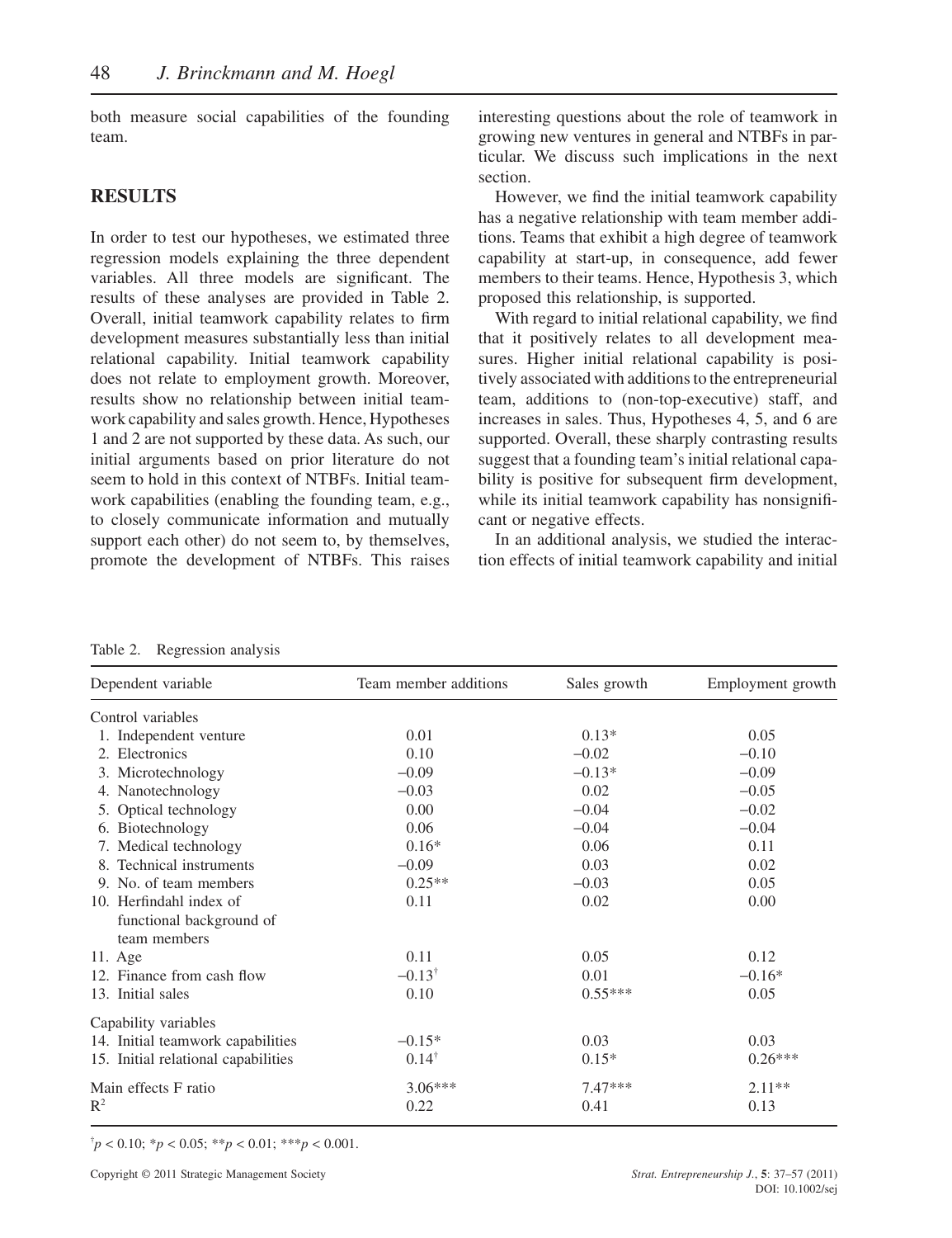both measure social capabilities of the founding team.

## RESULTS

In order to test our hypotheses, we estimated three regression models explaining the three dependent variables. All three models are significant. The results of these analyses are provided in Table 2. Overall, initial teamwork capability relates to firm development measures substantially less than initial relational capability. Initial teamwork capability does not relate to employment growth. Moreover, results show no relationship between initial teamwork capability and sales growth. Hence, Hypotheses 1 and 2 are not supported by these data. As such, our initial arguments based on prior literature do not seem to hold in this context of NTBFs. Initial teamwork capabilities (enabling the founding team, e.g., to closely communicate information and mutually support each other) do not seem to, by themselves, promote the development of NTBFs. This raises interesting questions about the role of teamwork in growing new ventures in general and NTBFs in particular. We discuss such implications in the next section.

However, we find the initial teamwork capability has a negative relationship with team member additions. Teams that exhibit a high degree of teamwork capability at start-up, in consequence, add fewer members to their teams. Hence, Hypothesis 3, which proposed this relationship, is supported.

With regard to initial relational capability, we find that it positively relates to all development measures. Higher initial relational capability is positively associated with additions to the entrepreneurial team, additions to (non-top-executive) staff, and increases in sales. Thus, Hypotheses 4, 5, and 6 are supported. Overall, these sharply contrasting results suggest that a founding team's initial relational capability is positive for subsequent firm development, while its initial teamwork capability has nonsignificant or negative effects.

In an additional analysis, we studied the interaction effects of initial teamwork capability and initial

Table 2. Regression analysis

| Dependent variable | Team member additions | Sales growth | Employment growth |
|---|---|---|---|
| Control variables | | | |
| 1. Independent venture | 0.01 | 0.13* | 0.05 |
| 2. Electronics | 0.10 | −0.02 | −0.10 |
| 3. Microtechnology | −0.09 | −0.13* | −0.09 |
| 4. Nanotechnology | −0.03 | 0.02 | −0.05 |
| 5. Optical technology | 0.00 | −0.04 | −0.02 |
| 6. Biotechnology | 0.06 | −0.04 | −0.04 |
| 7. Medical technology | 0.16* | 0.06 | 0.11 |
| 8. Technical instruments | −0.09 | 0.03 | 0.02 |
| 9. No. of team members | 0.25** | −0.03 | 0.05 |
| 10. Herfindahl index of functional background of team members | 0.11 | 0.02 | 0.00 |
| 11. Age | 0.11 | 0.05 | 0.12 |
| 12. Finance from cash flow | −0.13† | 0.01 | −0.16* |
| 13. Initial sales | 0.10 | 0.55*** | 0.05 |
| Capability variables | | | |
| 14. Initial teamwork capabilities | −0.15* | 0.03 | 0.03 |
| 15. Initial relational capabilities | 0.14† | 0.15* | 0.26*** |
| Main effects F ratio | 3.06*** | 7.47*** | 2.11** |
| $R^2$ | 0.22 | 0.41 | 0.13 |

† $p < 0.10$; * $p < 0.05$; ** $p < 0.01$; *** $p < 0.001$.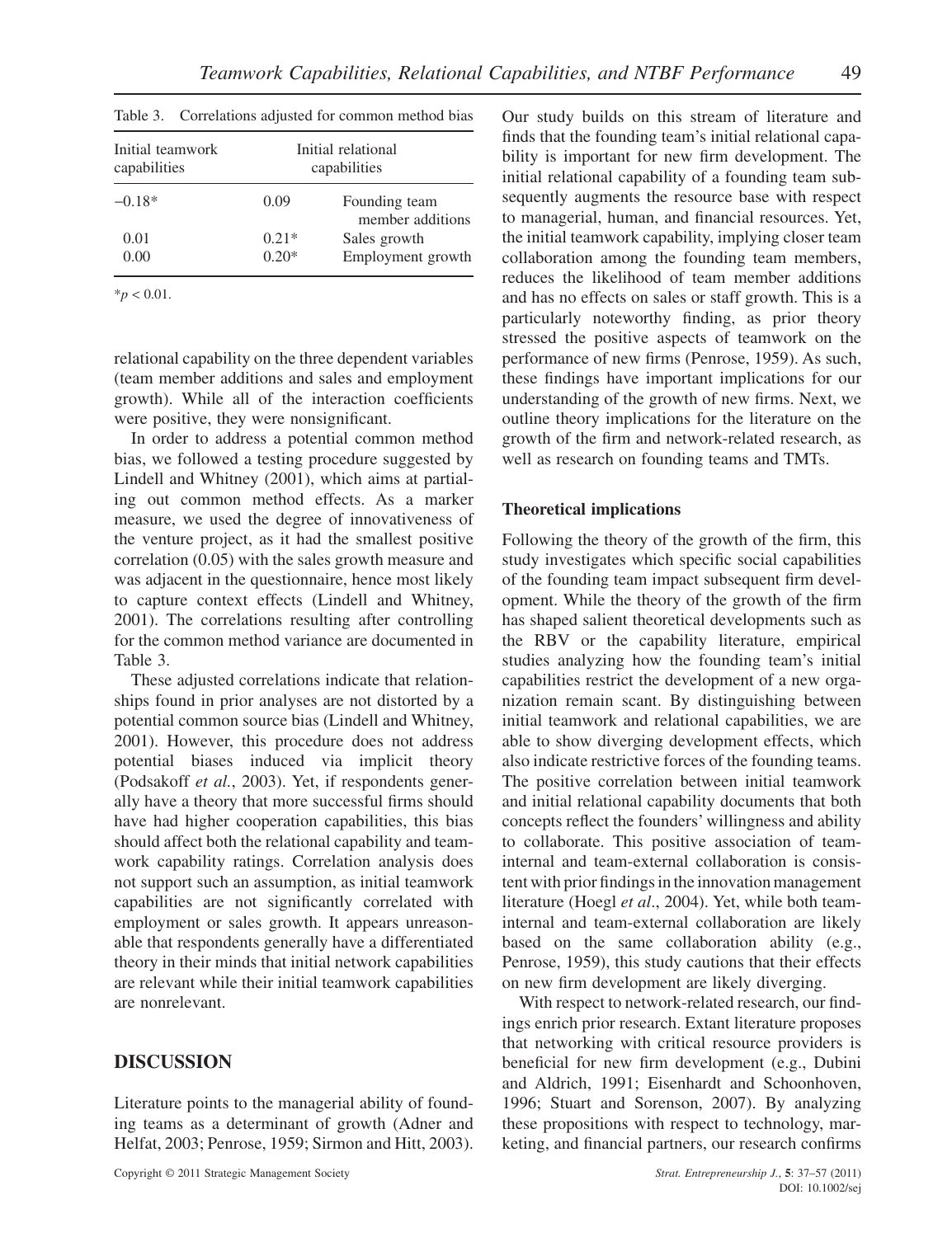Table 3. Correlations adjusted for common method bias

| Initial teamwork capabilities | Initial relational capabilities | |
|---|---|---|
| −0.18* | 0.09 | Founding team member additions |
| 0.01 | 0.21* | Sales growth |
| 0.00 | 0.20* | Employment growth |

*$p < 0.01$.

relational capability on the three dependent variables (team member additions and sales and employment growth). While all of the interaction coefficients were positive, they were nonsignificant.

In order to address a potential common method bias, we followed a testing procedure suggested by Lindell and Whitney (2001), which aims at partialing out common method effects. As a marker measure, we used the degree of innovativeness of the venture project, as it had the smallest positive correlation (0.05) with the sales growth measure and was adjacent in the questionnaire, hence most likely to capture context effects (Lindell and Whitney, 2001). The correlations resulting after controlling for the common method variance are documented in Table 3.

These adjusted correlations indicate that relationships found in prior analyses are not distorted by a potential common source bias (Lindell and Whitney, 2001). However, this procedure does not address potential biases induced via implicit theory (Podsakoff *et al.*, 2003). Yet, if respondents generally have a theory that more successful firms should have had higher cooperation capabilities, this bias should affect both the relational capability and teamwork capability ratings. Correlation analysis does not support such an assumption, as initial teamwork capabilities are not significantly correlated with employment or sales growth. It appears unreasonable that respondents generally have a differentiated theory in their minds that initial network capabilities are relevant while their initial teamwork capabilities are nonrelevant.

## DISCUSSION

Literature points to the managerial ability of founding teams as a determinant of growth (Adner and Helfat, 2003; Penrose, 1959; Sirmon and Hitt, 2003). Our study builds on this stream of literature and finds that the founding team's initial relational capability is important for new firm development. The initial relational capability of a founding team subsequently augments the resource base with respect to managerial, human, and financial resources. Yet, the initial teamwork capability, implying closer team collaboration among the founding team members, reduces the likelihood of team member additions and has no effects on sales or staff growth. This is a particularly noteworthy finding, as prior theory stressed the positive aspects of teamwork on the performance of new firms (Penrose, 1959). As such, these findings have important implications for our understanding of the growth of new firms. Next, we outline theory implications for the literature on the growth of the firm and network-related research, as well as research on founding teams and TMTs.

### Theoretical implications

Following the theory of the growth of the firm, this study investigates which specific social capabilities of the founding team impact subsequent firm development. While the theory of the growth of the firm has shaped salient theoretical developments such as the RBV or the capability literature, empirical studies analyzing how the founding team's initial capabilities restrict the development of a new organization remain scant. By distinguishing between initial teamwork and relational capabilities, we are able to show diverging development effects, which also indicate restrictive forces of the founding teams. The positive correlation between initial teamwork and initial relational capability documents that both concepts reflect the founders' willingness and ability to collaborate. This positive association of team-internal and team-external collaboration is consistent with prior findings in the innovation management literature (Hoegl *et al*., 2004). Yet, while both team-internal and team-external collaboration are likely based on the same collaboration ability (e.g., Penrose, 1959), this study cautions that their effects on new firm development are likely diverging.

With respect to network-related research, our findings enrich prior research. Extant literature proposes that networking with critical resource providers is beneficial for new firm development (e.g., Dubini and Aldrich, 1991; Eisenhardt and Schoonhoven, 1996; Stuart and Sorenson, 2007). By analyzing these propositions with respect to technology, marketing, and financial partners, our research confirms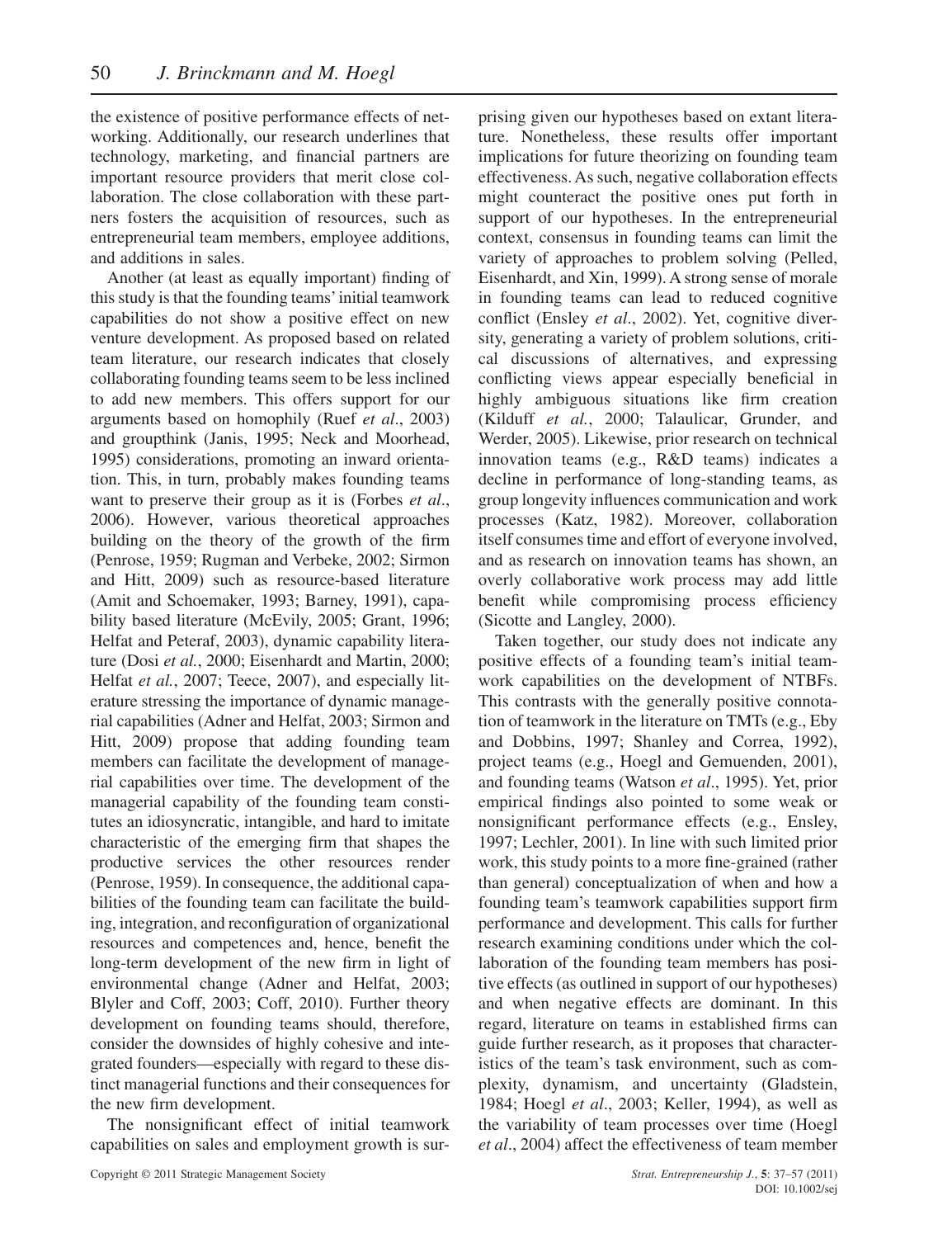the existence of positive performance effects of networking. Additionally, our research underlines that technology, marketing, and financial partners are important resource providers that merit close collaboration. The close collaboration with these partners fosters the acquisition of resources, such as entrepreneurial team members, employee additions, and additions in sales.

Another (at least as equally important) finding of this study is that the founding teams' initial teamwork capabilities do not show a positive effect on new venture development. As proposed based on related team literature, our research indicates that closely collaborating founding teams seem to be less inclined to add new members. This offers support for our arguments based on homophily (Ruef *et al*., 2003) and groupthink (Janis, 1995; Neck and Moorhead, 1995) considerations, promoting an inward orientation. This, in turn, probably makes founding teams want to preserve their group as it is (Forbes *et al*., 2006). However, various theoretical approaches building on the theory of the growth of the firm (Penrose, 1959; Rugman and Verbeke, 2002; Sirmon and Hitt, 2009) such as resource-based literature (Amit and Schoemaker, 1993; Barney, 1991), capability based literature (McEvily, 2005; Grant, 1996; Helfat and Peteraf, 2003), dynamic capability literature (Dosi *et al.*, 2000; Eisenhardt and Martin, 2000; Helfat *et al.*, 2007; Teece, 2007), and especially literature stressing the importance of dynamic managerial capabilities (Adner and Helfat, 2003; Sirmon and Hitt, 2009) propose that adding founding team members can facilitate the development of managerial capabilities over time. The development of the managerial capability of the founding team constitutes an idiosyncratic, intangible, and hard to imitate characteristic of the emerging firm that shapes the productive services the other resources render (Penrose, 1959). In consequence, the additional capabilities of the founding team can facilitate the building, integration, and reconfiguration of organizational resources and competences and, hence, benefit the long-term development of the new firm in light of environmental change (Adner and Helfat, 2003; Blyler and Coff, 2003; Coff, 2010). Further theory development on founding teams should, therefore, consider the downsides of highly cohesive and integrated founders—especially with regard to these distinct managerial functions and their consequences for the new firm development.

The nonsignificant effect of initial teamwork capabilities on sales and employment growth is surprising given our hypotheses based on extant literature. Nonetheless, these results offer important implications for future theorizing on founding team effectiveness. As such, negative collaboration effects might counteract the positive ones put forth in support of our hypotheses. In the entrepreneurial context, consensus in founding teams can limit the variety of approaches to problem solving (Pelled, Eisenhardt, and Xin, 1999). A strong sense of morale in founding teams can lead to reduced cognitive conflict (Ensley *et al*., 2002). Yet, cognitive diversity, generating a variety of problem solutions, critical discussions of alternatives, and expressing conflicting views appear especially beneficial in highly ambiguous situations like firm creation (Kilduff *et al.*, 2000; Talaulicar, Grunder, and Werder, 2005). Likewise, prior research on technical innovation teams (e.g., R&D teams) indicates a decline in performance of long-standing teams, as group longevity influences communication and work processes (Katz, 1982). Moreover, collaboration itself consumes time and effort of everyone involved, and as research on innovation teams has shown, an overly collaborative work process may add little benefit while compromising process efficiency (Sicotte and Langley, 2000).

Taken together, our study does not indicate any positive effects of a founding team's initial teamwork capabilities on the development of NTBFs. This contrasts with the generally positive connotation of teamwork in the literature on TMTs (e.g., Eby and Dobbins, 1997; Shanley and Correa, 1992), project teams (e.g., Hoegl and Gemuenden, 2001), and founding teams (Watson *et al*., 1995). Yet, prior empirical findings also pointed to some weak or nonsignificant performance effects (e.g., Ensley, 1997; Lechler, 2001). In line with such limited prior work, this study points to a more fine-grained (rather than general) conceptualization of when and how a founding team's teamwork capabilities support firm performance and development. This calls for further research examining conditions under which the collaboration of the founding team members has positive effects (as outlined in support of our hypotheses) and when negative effects are dominant. In this regard, literature on teams in established firms can guide further research, as it proposes that characteristics of the team's task environment, such as complexity, dynamism, and uncertainty (Gladstein, 1984; Hoegl *et al*., 2003; Keller, 1994), as well as the variability of team processes over time (Hoegl *et al*., 2004) affect the effectiveness of team member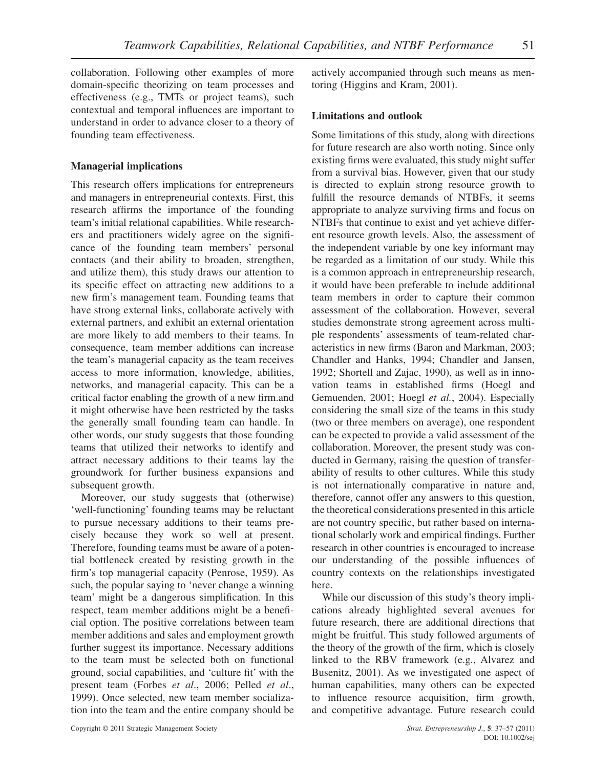collaboration. Following other examples of more domain-specific theorizing on team processes and effectiveness (e.g., TMTs or project teams), such contextual and temporal influences are important to understand in order to advance closer to a theory of founding team effectiveness.

### Managerial implications

This research offers implications for entrepreneurs and managers in entrepreneurial contexts. First, this research affirms the importance of the founding team's initial relational capabilities. While researchers and practitioners widely agree on the significance of the founding team members' personal contacts (and their ability to broaden, strengthen, and utilize them), this study draws our attention to its specific effect on attracting new additions to a new firm's management team. Founding teams that have strong external links, collaborate actively with external partners, and exhibit an external orientation are more likely to add members to their teams. In consequence, team member additions can increase the team's managerial capacity as the team receives access to more information, knowledge, abilities, networks, and managerial capacity. This can be a critical factor enabling the growth of a new firm.and it might otherwise have been restricted by the tasks the generally small founding team can handle. In other words, our study suggests that those founding teams that utilized their networks to identify and attract necessary additions to their teams lay the groundwork for further business expansions and subsequent growth.

Moreover, our study suggests that (otherwise) 'well-functioning' founding teams may be reluctant to pursue necessary additions to their teams precisely because they work so well at present. Therefore, founding teams must be aware of a potential bottleneck created by resisting growth in the firm's top managerial capacity (Penrose, 1959). As such, the popular saying to 'never change a winning team' might be a dangerous simplification. In this respect, team member additions might be a beneficial option. The positive correlations between team member additions and sales and employment growth further suggest its importance. Necessary additions to the team must be selected both on functional ground, social capabilities, and 'culture fit' with the present team (Forbes *et al*., 2006; Pelled *et al*., 1999). Once selected, new team member socialization into the team and the entire company should be actively accompanied through such means as mentoring (Higgins and Kram, 2001).

### Limitations and outlook

Some limitations of this study, along with directions for future research are also worth noting. Since only existing firms were evaluated, this study might suffer from a survival bias. However, given that our study is directed to explain strong resource growth to fulfill the resource demands of NTBFs, it seems appropriate to analyze surviving firms and focus on NTBFs that continue to exist and yet achieve different resource growth levels. Also, the assessment of the independent variable by one key informant may be regarded as a limitation of our study. While this is a common approach in entrepreneurship research, it would have been preferable to include additional team members in order to capture their common assessment of the collaboration. However, several studies demonstrate strong agreement across multiple respondents' assessments of team-related characteristics in new firms (Baron and Markman, 2003; Chandler and Hanks, 1994; Chandler and Jansen, 1992; Shortell and Zajac, 1990), as well as in innovation teams in established firms (Hoegl and Gemuenden, 2001; Hoegl *et al.*, 2004). Especially considering the small size of the teams in this study (two or three members on average), one respondent can be expected to provide a valid assessment of the collaboration. Moreover, the present study was conducted in Germany, raising the question of transferability of results to other cultures. While this study is not internationally comparative in nature and, therefore, cannot offer any answers to this question, the theoretical considerations presented in this article are not country specific, but rather based on international scholarly work and empirical findings. Further research in other countries is encouraged to increase our understanding of the possible influences of country contexts on the relationships investigated here.

While our discussion of this study's theory implications already highlighted several avenues for future research, there are additional directions that might be fruitful. This study followed arguments of the theory of the growth of the firm, which is closely linked to the RBV framework (e.g., Alvarez and Busenitz, 2001). As we investigated one aspect of human capabilities, many others can be expected to influence resource acquisition, firm growth, and competitive advantage. Future research could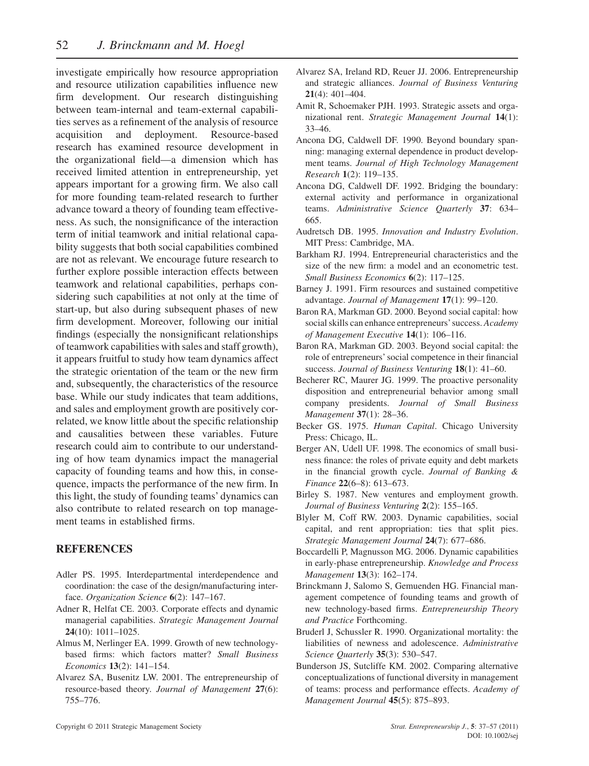investigate empirically how resource appropriation and resource utilization capabilities influence new firm development. Our research distinguishing between team-internal and team-external capabilities serves as a refinement of the analysis of resource acquisition and deployment. Resource-based research has examined resource development in the organizational field—a dimension which has received limited attention in entrepreneurship, yet appears important for a growing firm. We also call for more founding team-related research to further advance toward a theory of founding team effectiveness. As such, the nonsignificance of the interaction term of initial teamwork and initial relational capability suggests that both social capabilities combined are not as relevant. We encourage future research to further explore possible interaction effects between teamwork and relational capabilities, perhaps considering such capabilities at not only at the time of start-up, but also during subsequent phases of new firm development. Moreover, following our initial findings (especially the nonsignificant relationships of teamwork capabilities with sales and staff growth), it appears fruitful to study how team dynamics affect the strategic orientation of the team or the new firm and, subsequently, the characteristics of the resource base. While our study indicates that team additions, and sales and employment growth are positively correlated, we know little about the specific relationship and causalities between these variables. Future research could aim to contribute to our understanding of how team dynamics impact the managerial capacity of founding teams and how this, in consequence, impacts the performance of the new firm. In this light, the study of founding teams' dynamics can also contribute to related research on top management teams in established firms.

## REFERENCES

Adler PS. 1995. Interdepartmental interdependence and coordination: the case of the design/manufacturing interface. *Organization Science* **6**(2): 147–167.

Adner R, Helfat CE. 2003. Corporate effects and dynamic managerial capabilities. *Strategic Management Journal* **24**(10): 1011–1025.

Almus M, Nerlinger EA. 1999. Growth of new technology-based firms: which factors matter? *Small Business Economics* **13**(2): 141–154.

Alvarez SA, Busenitz LW. 2001. The entrepreneurship of resource-based theory. *Journal of Management* **27**(6): 755–776.

Alvarez SA, Ireland RD, Reuer JJ. 2006. Entrepreneurship and strategic alliances. *Journal of Business Venturing* **21**(4): 401–404.

Amit R, Schoemaker PJH. 1993. Strategic assets and organizational rent. *Strategic Management Journal* **14**(1): 33–46.

Ancona DG, Caldwell DF. 1990. Beyond boundary spanning: managing external dependence in product development teams. *Journal of High Technology Management Research* **1**(2): 119–135.

Ancona DG, Caldwell DF. 1992. Bridging the boundary: external activity and performance in organizational teams. *Administrative Science Quarterly* **37**: 634–665.

Audretsch DB. 1995. *Innovation and Industry Evolution*. MIT Press: Cambridge, MA.

Barkham RJ. 1994. Entrepreneurial characteristics and the size of the new firm: a model and an econometric test. *Small Business Economics* **6**(2): 117–125.

Barney J. 1991. Firm resources and sustained competitive advantage. *Journal of Management* **17**(1): 99–120.

Baron RA, Markman GD. 2000. Beyond social capital: how social skills can enhance entrepreneurs' success. *Academy of Management Executive* **14**(1): 106–116.

Baron RA, Markman GD. 2003. Beyond social capital: the role of entrepreneurs' social competence in their financial success. *Journal of Business Venturing* **18**(1): 41–60.

Becherer RC, Maurer JG. 1999. The proactive personality disposition and entrepreneurial behavior among small company presidents. *Journal of Small Business Management* **37**(1): 28–36.

Becker GS. 1975. *Human Capital*. Chicago University Press: Chicago, IL.

Berger AN, Udell UF. 1998. The economics of small business finance: the roles of private equity and debt markets in the financial growth cycle. *Journal of Banking & Finance* **22**(6–8): 613–673.

Birley S. 1987. New ventures and employment growth. *Journal of Business Venturing* **2**(2): 155–165.

Blyler M, Coff RW. 2003. Dynamic capabilities, social capital, and rent appropriation: ties that split pies. *Strategic Management Journal* **24**(7): 677–686.

Boccardelli P, Magnusson MG. 2006. Dynamic capabilities in early-phase entrepreneurship. *Knowledge and Process Management* **13**(3): 162–174.

Brinckmann J, Salomo S, Gemuenden HG. Financial management competence of founding teams and growth of new technology-based firms. *Entrepreneurship Theory and Practice* Forthcoming.

Bruderl J, Schussler R. 1990. Organizational mortality: the liabilities of newness and adolescence. *Administrative Science Quarterly* **35**(3): 530–547.

Bunderson JS, Sutcliffe KM. 2002. Comparing alternative conceptualizations of functional diversity in management of teams: process and performance effects. *Academy of Management Journal* **45**(5): 875–893.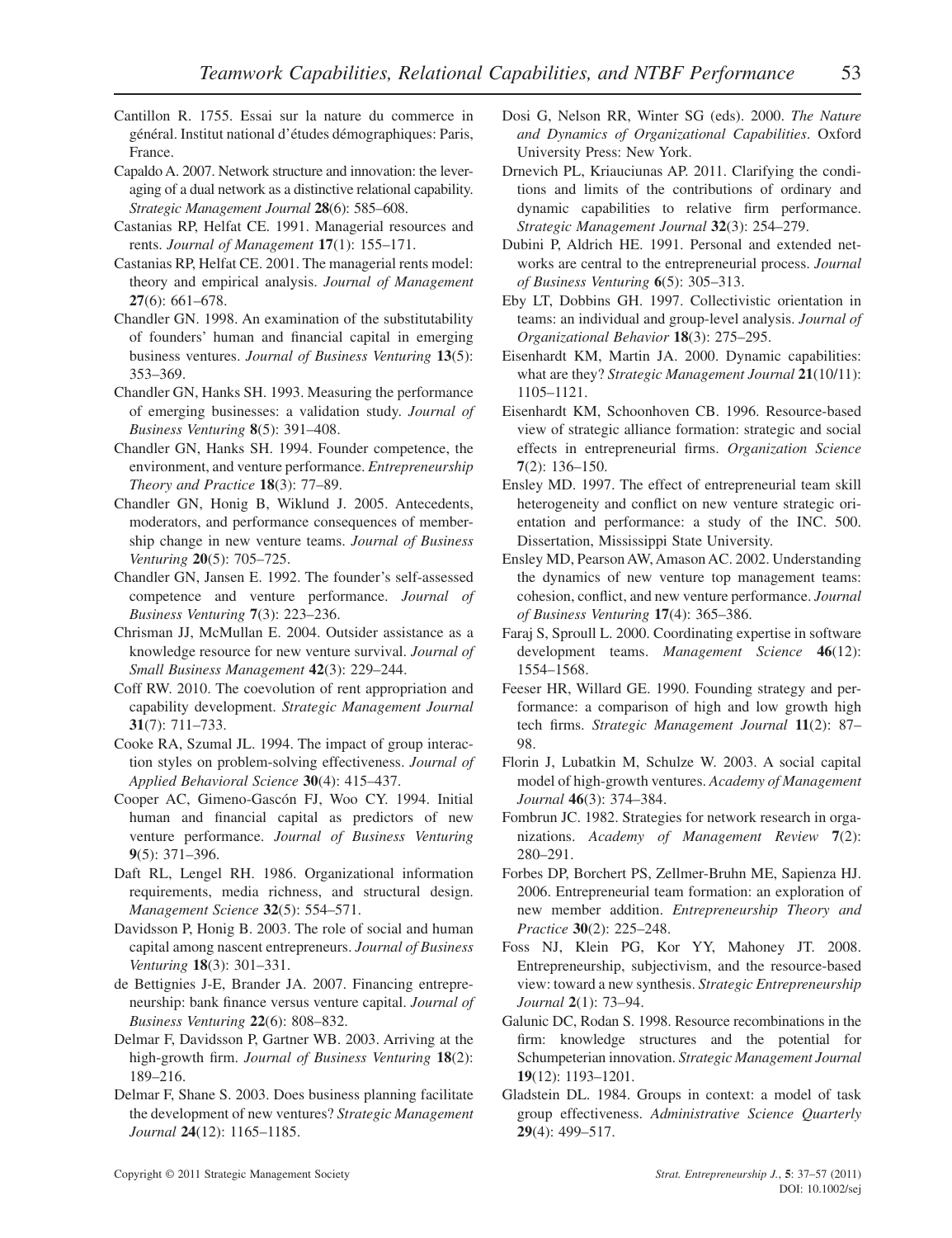Cantillon R. 1755. Essai sur la nature du commerce in général. Institut national d'études démographiques: Paris, France.

Capaldo A. 2007. Network structure and innovation: the leveraging of a dual network as a distinctive relational capability. *Strategic Management Journal* **28**(6): 585–608.

Castanias RP, Helfat CE. 1991. Managerial resources and rents. *Journal of Management* **17**(1): 155–171.

Castanias RP, Helfat CE. 2001. The managerial rents model: theory and empirical analysis. *Journal of Management* **27**(6): 661–678.

Chandler GN. 1998. An examination of the substitutability of founders' human and financial capital in emerging business ventures. *Journal of Business Venturing* **13**(5): 353–369.

Chandler GN, Hanks SH. 1993. Measuring the performance of emerging businesses: a validation study. *Journal of Business Venturing* **8**(5): 391–408.

Chandler GN, Hanks SH. 1994. Founder competence, the environment, and venture performance. *Entrepreneurship Theory and Practice* **18**(3): 77–89.

Chandler GN, Honig B, Wiklund J. 2005. Antecedents, moderators, and performance consequences of membership change in new venture teams. *Journal of Business Venturing* **20**(5): 705–725.

Chandler GN, Jansen E. 1992. The founder's self-assessed competence and venture performance. *Journal of Business Venturing* **7**(3): 223–236.

Chrisman JJ, McMullan E. 2004. Outsider assistance as a knowledge resource for new venture survival. *Journal of Small Business Management* **42**(3): 229–244.

Coff RW. 2010. The coevolution of rent appropriation and capability development. *Strategic Management Journal* **31**(7): 711–733.

Cooke RA, Szumal JL. 1994. The impact of group interaction styles on problem-solving effectiveness. *Journal of Applied Behavioral Science* **30**(4): 415–437.

Cooper AC, Gimeno-Gascón FJ, Woo CY. 1994. Initial human and financial capital as predictors of new venture performance. *Journal of Business Venturing* **9**(5): 371–396.

Daft RL, Lengel RH. 1986. Organizational information requirements, media richness, and structural design. *Management Science* **32**(5): 554–571.

Davidsson P, Honig B. 2003. The role of social and human capital among nascent entrepreneurs. *Journal of Business Venturing* **18**(3): 301–331.

de Bettignies J-E, Brander JA. 2007. Financing entrepreneurship: bank finance versus venture capital. *Journal of Business Venturing* **22**(6): 808–832.

Delmar F, Davidsson P, Gartner WB. 2003. Arriving at the high-growth firm. *Journal of Business Venturing* **18**(2): 189–216.

Delmar F, Shane S. 2003. Does business planning facilitate the development of new ventures? *Strategic Management Journal* **24**(12): 1165–1185.

Dosi G, Nelson RR, Winter SG (eds). 2000. *The Nature and Dynamics of Organizational Capabilities*. Oxford University Press: New York.

Drnevich PL, Kriauciunas AP. 2011. Clarifying the conditions and limits of the contributions of ordinary and dynamic capabilities to relative firm performance. *Strategic Management Journal* **32**(3): 254–279.

Dubini P, Aldrich HE. 1991. Personal and extended networks are central to the entrepreneurial process. *Journal of Business Venturing* **6**(5): 305–313.

Eby LT, Dobbins GH. 1997. Collectivistic orientation in teams: an individual and group-level analysis. *Journal of Organizational Behavior* **18**(3): 275–295.

Eisenhardt KM, Martin JA. 2000. Dynamic capabilities: what are they? *Strategic Management Journal* **21**(10/11): 1105–1121.

Eisenhardt KM, Schoonhoven CB. 1996. Resource-based view of strategic alliance formation: strategic and social effects in entrepreneurial firms. *Organization Science* **7**(2): 136–150.

Ensley MD. 1997. The effect of entrepreneurial team skill heterogeneity and conflict on new venture strategic orientation and performance: a study of the INC. 500. Dissertation, Mississippi State University.

Ensley MD, Pearson AW, Amason AC. 2002. Understanding the dynamics of new venture top management teams: cohesion, conflict, and new venture performance. *Journal of Business Venturing* **17**(4): 365–386.

Faraj S, Sproull L. 2000. Coordinating expertise in software development teams. *Management Science* **46**(12): 1554–1568.

Feeser HR, Willard GE. 1990. Founding strategy and performance: a comparison of high and low growth high tech firms. *Strategic Management Journal* **11**(2): 87–98.

Florin J, Lubatkin M, Schulze W. 2003. A social capital model of high-growth ventures. *Academy of Management Journal* **46**(3): 374–384.

Fombrun JC. 1982. Strategies for network research in organizations. *Academy of Management Review* **7**(2): 280–291.

Forbes DP, Borchert PS, Zellmer-Bruhn ME, Sapienza HJ. 2006. Entrepreneurial team formation: an exploration of new member addition. *Entrepreneurship Theory and Practice* **30**(2): 225–248.

Foss NJ, Klein PG, Kor YY, Mahoney JT. 2008. Entrepreneurship, subjectivism, and the resource-based view: toward a new synthesis. *Strategic Entrepreneurship Journal* **2**(1): 73–94.

Galunic DC, Rodan S. 1998. Resource recombinations in the firm: knowledge structures and the potential for Schumpeterian innovation. *Strategic Management Journal* **19**(12): 1193–1201.

Gladstein DL. 1984. Groups in context: a model of task group effectiveness. *Administrative Science Quarterly* **29**(4): 499–517.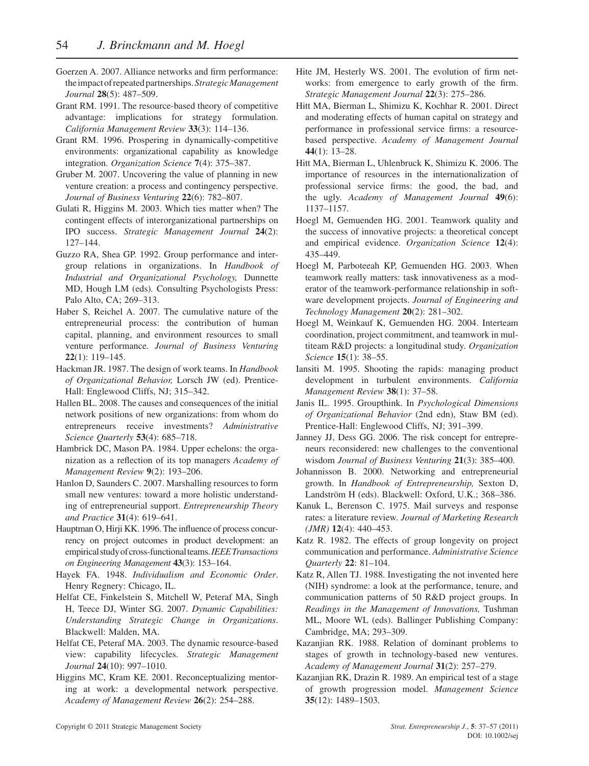Goerzen A. 2007. Alliance networks and firm performance: the impact of repeated partnerships. *Strategic Management Journal* **28**(5): 487–509.

Grant RM. 1991. The resource-based theory of competitive advantage: implications for strategy formulation. *California Management Review* **33**(3): 114–136.

Grant RM. 1996. Prospering in dynamically-competitive environments: organizational capability as knowledge integration. *Organization Science* **7**(4): 375–387.

Gruber M. 2007. Uncovering the value of planning in new venture creation: a process and contingency perspective. *Journal of Business Venturing* **22**(6): 782–807.

Gulati R, Higgins M. 2003. Which ties matter when? The contingent effects of interorganizational partnerships on IPO success. *Strategic Management Journal* **24**(2): 127–144.

Guzzo RA, Shea GP. 1992. Group performance and intergroup relations in organizations. In *Handbook of Industrial and Organizational Psychology,* Dunnette MD, Hough LM (eds). Consulting Psychologists Press: Palo Alto, CA; 269–313.

Haber S, Reichel A. 2007. The cumulative nature of the entrepreneurial process: the contribution of human capital, planning, and environment resources to small venture performance. *Journal of Business Venturing* **22**(1): 119–145.

Hackman JR. 1987. The design of work teams. In *Handbook of Organizational Behavior,* Lorsch JW (ed). Prentice-Hall: Englewood Cliffs, NJ; 315–342.

Hallen BL. 2008. The causes and consequences of the initial network positions of new organizations: from whom do entrepreneurs receive investments? *Administrative Science Quarterly* **53**(4): 685–718.

Hambrick DC, Mason PA. 1984. Upper echelons: the organization as a reflection of its top managers *Academy of Management Review* **9**(2): 193–206.

Hanlon D, Saunders C. 2007. Marshalling resources to form small new ventures: toward a more holistic understanding of entrepreneurial support. *Entrepreneurship Theory and Practice* **31**(4): 619–641.

Hauptman O, Hirji KK. 1996. The influence of process concurrency on project outcomes in product development: an empirical study of cross-functional teams. *IEEE Transactions on Engineering Management* **43**(3): 153–164.

Hayek FA. 1948. *Individualism and Economic Order*. Henry Regnery: Chicago, IL.

Helfat CE, Finkelstein S, Mitchell W, Peteraf MA, Singh H, Teece DJ, Winter SG. 2007. *Dynamic Capabilities: Understanding Strategic Change in Organizations*. Blackwell: Malden, MA.

Helfat CE, Peteraf MA. 2003. The dynamic resource-based view: capability lifecycles. *Strategic Management Journal* **24**(10): 997–1010.

Higgins MC, Kram KE. 2001. Reconceptualizing mentoring at work: a developmental network perspective. *Academy of Management Review* **26**(2): 254–288.

Hite JM, Hesterly WS. 2001. The evolution of firm networks: from emergence to early growth of the firm. *Strategic Management Journal* **22**(3): 275–286.

Hitt MA, Bierman L, Shimizu K, Kochhar R. 2001. Direct and moderating effects of human capital on strategy and performance in professional service firms: a resource-based perspective. *Academy of Management Journal* **44**(1): 13–28.

Hitt MA, Bierman L, Uhlenbruck K, Shimizu K. 2006. The importance of resources in the internationalization of professional service firms: the good, the bad, and the ugly. *Academy of Management Journal* **49**(6): 1137–1157.

Hoegl M, Gemuenden HG. 2001. Teamwork quality and the success of innovative projects: a theoretical concept and empirical evidence. *Organization Science* **12**(4): 435–449.

Hoegl M, Parboteeah KP, Gemuenden HG. 2003. When teamwork really matters: task innovativeness as a moderator of the teamwork-performance relationship in software development projects. *Journal of Engineering and Technology Management* **20**(2): 281–302.

Hoegl M, Weinkauf K, Gemuenden HG. 2004. Interteam coordination, project commitment, and teamwork in multiteam R&D projects: a longitudinal study. *Organization Science* **15**(1): 38–55.

Iansiti M. 1995. Shooting the rapids: managing product development in turbulent environments. *California Management Review* **38**(1): 37–58.

Janis IL. 1995. Groupthink. In *Psychological Dimensions of Organizational Behavior* (2nd edn), Staw BM (ed). Prentice-Hall: Englewood Cliffs, NJ; 391–399.

Janney JJ, Dess GG. 2006. The risk concept for entrepreneurs reconsidered: new challenges to the conventional wisdom *Journal of Business Venturing* **21**(3): 385–400.

Johannisson B. 2000. Networking and entrepreneurial growth. In *Handbook of Entrepreneurship,* Sexton D, Landström H (eds). Blackwell: Oxford, U.K.; 368–386.

Kanuk L, Berenson C. 1975. Mail surveys and response rates: a literature review. *Journal of Marketing Research (JMR)* **12**(4): 440–453.

Katz R. 1982. The effects of group longevity on project communication and performance. *Administrative Science Quarterly* **22**: 81–104.

Katz R, Allen TJ. 1988. Investigating the not invented here (NIH) syndrome: a look at the performance, tenure, and communication patterns of 50 R&D project groups. In *Readings in the Management of Innovations,* Tushman ML, Moore WL (eds). Ballinger Publishing Company: Cambridge, MA; 293–309.

Kazanjian RK. 1988. Relation of dominant problems to stages of growth in technology-based new ventures. *Academy of Management Journal* **31**(2): 257–279.

Kazanjian RK, Drazin R. 1989. An empirical test of a stage of growth progression model. *Management Science* **35**(12): 1489–1503.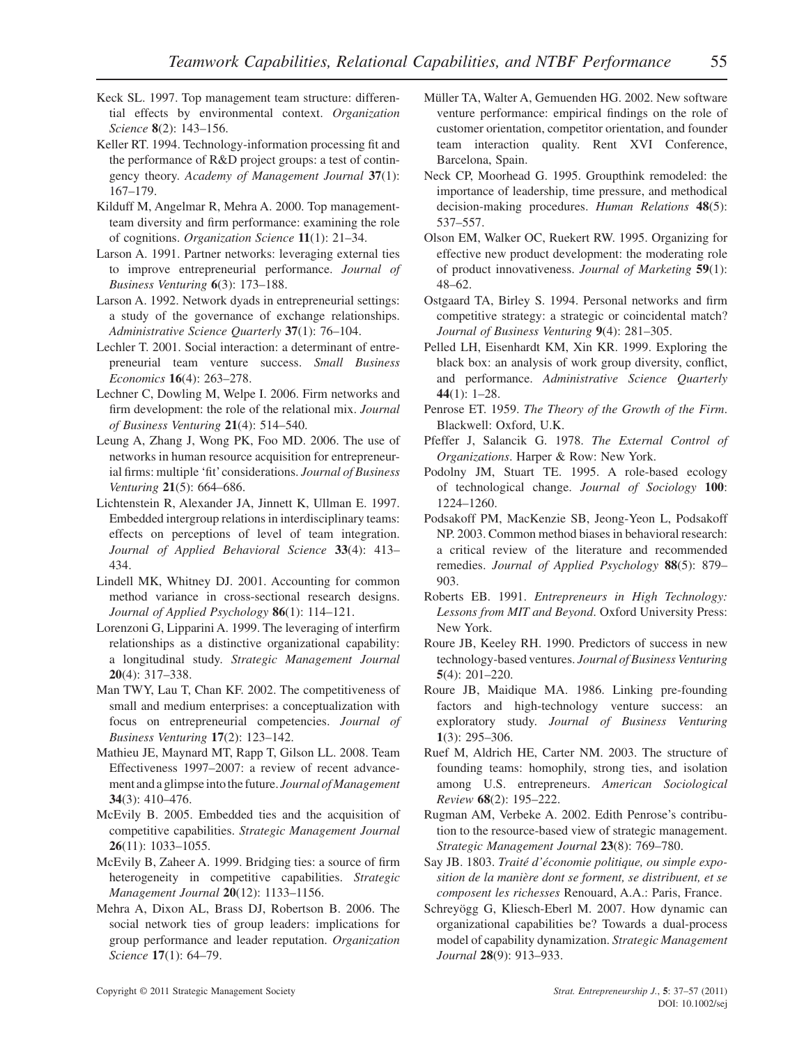Keck SL. 1997. Top management team structure: differential effects by environmental context. *Organization Science* **8**(2): 143–156.

Keller RT. 1994. Technology-information processing fit and the performance of R&D project groups: a test of contingency theory. *Academy of Management Journal* **37**(1): 167–179.

Kilduff M, Angelmar R, Mehra A. 2000. Top management-team diversity and firm performance: examining the role of cognitions. *Organization Science* **11**(1): 21–34.

Larson A. 1991. Partner networks: leveraging external ties to improve entrepreneurial performance. *Journal of Business Venturing* **6**(3): 173–188.

Larson A. 1992. Network dyads in entrepreneurial settings: a study of the governance of exchange relationships. *Administrative Science Quarterly* **37**(1): 76–104.

Lechler T. 2001. Social interaction: a determinant of entrepreneurial team venture success. *Small Business Economics* **16**(4): 263–278.

Lechner C, Dowling M, Welpe I. 2006. Firm networks and firm development: the role of the relational mix. *Journal of Business Venturing* **21**(4): 514–540.

Leung A, Zhang J, Wong PK, Foo MD. 2006. The use of networks in human resource acquisition for entrepreneurial firms: multiple 'fit' considerations. *Journal of Business Venturing* **21**(5): 664–686.

Lichtenstein R, Alexander JA, Jinnett K, Ullman E. 1997. Embedded intergroup relations in interdisciplinary teams: effects on perceptions of level of team integration. *Journal of Applied Behavioral Science* **33**(4): 413–434.

Lindell MK, Whitney DJ. 2001. Accounting for common method variance in cross-sectional research designs. *Journal of Applied Psychology* **86**(1): 114–121.

Lorenzoni G, Lipparini A. 1999. The leveraging of interfirm relationships as a distinctive organizational capability: a longitudinal study. *Strategic Management Journal* **20**(4): 317–338.

Man TWY, Lau T, Chan KF. 2002. The competitiveness of small and medium enterprises: a conceptualization with focus on entrepreneurial competencies. *Journal of Business Venturing* **17**(2): 123–142.

Mathieu JE, Maynard MT, Rapp T, Gilson LL. 2008. Team Effectiveness 1997–2007: a review of recent advancement and a glimpse into the future. *Journal of Management* **34**(3): 410–476.

McEvily B. 2005. Embedded ties and the acquisition of competitive capabilities. *Strategic Management Journal* **26**(11): 1033–1055.

McEvily B, Zaheer A. 1999. Bridging ties: a source of firm heterogeneity in competitive capabilities. *Strategic Management Journal* **20**(12): 1133–1156.

Mehra A, Dixon AL, Brass DJ, Robertson B. 2006. The social network ties of group leaders: implications for group performance and leader reputation. *Organization Science* **17**(1): 64–79.

Müller TA, Walter A, Gemuenden HG. 2002. New software venture performance: empirical findings on the role of customer orientation, competitor orientation, and founder team interaction quality. Rent XVI Conference, Barcelona, Spain.

Neck CP, Moorhead G. 1995. Groupthink remodeled: the importance of leadership, time pressure, and methodical decision-making procedures. *Human Relations* **48**(5): 537–557.

Olson EM, Walker OC, Ruekert RW. 1995. Organizing for effective new product development: the moderating role of product innovativeness. *Journal of Marketing* **59**(1): 48–62.

Ostgaard TA, Birley S. 1994. Personal networks and firm competitive strategy: a strategic or coincidental match? *Journal of Business Venturing* **9**(4): 281–305.

Pelled LH, Eisenhardt KM, Xin KR. 1999. Exploring the black box: an analysis of work group diversity, conflict, and performance. *Administrative Science Quarterly* **44**(1): 1–28.

Penrose ET. 1959. *The Theory of the Growth of the Firm*. Blackwell: Oxford, U.K.

Pfeffer J, Salancik G. 1978. *The External Control of Organizations*. Harper & Row: New York.

Podolny JM, Stuart TE. 1995. A role-based ecology of technological change. *Journal of Sociology* **100**: 1224–1260.

Podsakoff PM, MacKenzie SB, Jeong-Yeon L, Podsakoff NP. 2003. Common method biases in behavioral research: a critical review of the literature and recommended remedies. *Journal of Applied Psychology* **88**(5): 879–903.

Roberts EB. 1991. *Entrepreneurs in High Technology: Lessons from MIT and Beyond*. Oxford University Press: New York.

Roure JB, Keeley RH. 1990. Predictors of success in new technology-based ventures. *Journal of Business Venturing* **5**(4): 201–220.

Roure JB, Maidique MA. 1986. Linking pre-founding factors and high-technology venture success: an exploratory study. *Journal of Business Venturing* **1**(3): 295–306.

Ruef M, Aldrich HE, Carter NM. 2003. The structure of founding teams: homophily, strong ties, and isolation among U.S. entrepreneurs. *American Sociological Review* **68**(2): 195–222.

Rugman AM, Verbeke A. 2002. Edith Penrose's contribution to the resource-based view of strategic management. *Strategic Management Journal* **23**(8): 769–780.

Say JB. 1803. *Traité d'économie politique, ou simple exposition de la manière dont se forment, se distribuent, et se composent les richesses* Renouard, A.A.: Paris, France.

Schreyögg G, Kliesch-Eberl M. 2007. How dynamic can organizational capabilities be? Towards a dual-process model of capability dynamization. *Strategic Management Journal* **28**(9): 913–933.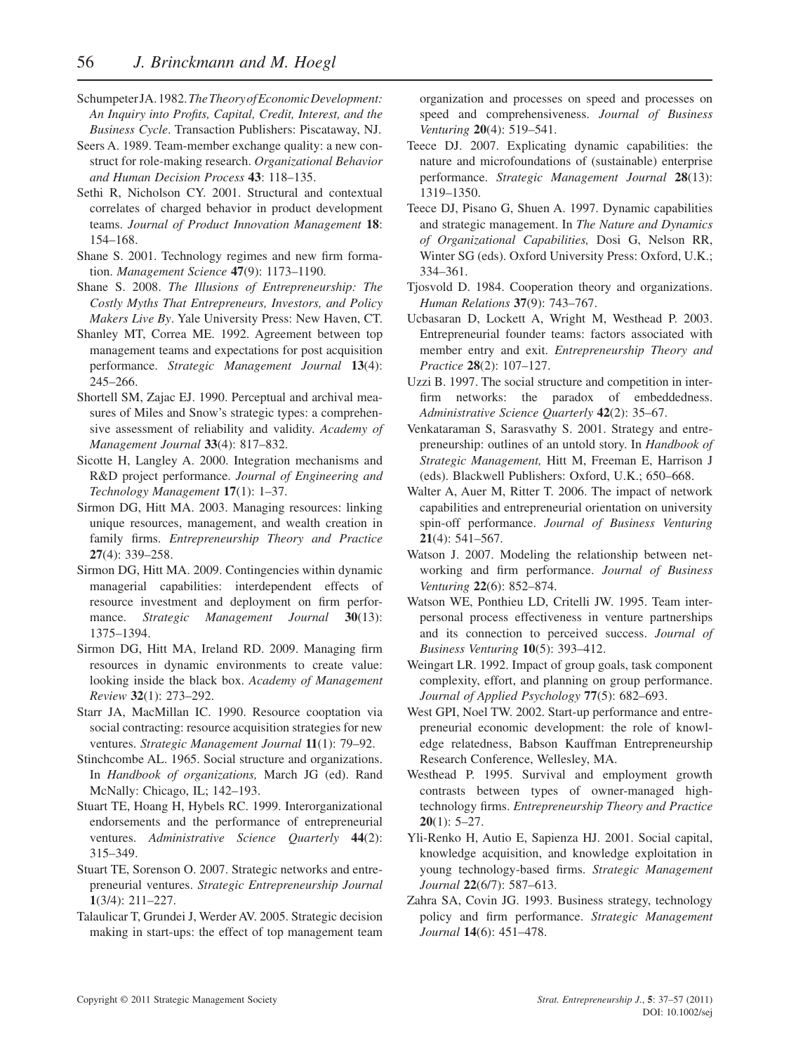Schumpeter JA. 1982. *The Theory of Economic Development: An Inquiry into Profits, Capital, Credit, Interest, and the Business Cycle*. Transaction Publishers: Piscataway, NJ.

Seers A. 1989. Team-member exchange quality: a new construct for role-making research. *Organizational Behavior and Human Decision Process* **43**: 118–135.

Sethi R, Nicholson CY. 2001. Structural and contextual correlates of charged behavior in product development teams. *Journal of Product Innovation Management* **18**: 154–168.

Shane S. 2001. Technology regimes and new firm formation. *Management Science* **47**(9): 1173–1190.

Shane S. 2008. *The Illusions of Entrepreneurship: The Costly Myths That Entrepreneurs, Investors, and Policy Makers Live By*. Yale University Press: New Haven, CT.

Shanley MT, Correa ME. 1992. Agreement between top management teams and expectations for post acquisition performance. *Strategic Management Journal* **13**(4): 245–266.

Shortell SM, Zajac EJ. 1990. Perceptual and archival measures of Miles and Snow's strategic types: a comprehensive assessment of reliability and validity. *Academy of Management Journal* **33**(4): 817–832.

Sicotte H, Langley A. 2000. Integration mechanisms and R&D project performance. *Journal of Engineering and Technology Management* **17**(1): 1–37.

Sirmon DG, Hitt MA. 2003. Managing resources: linking unique resources, management, and wealth creation in family firms. *Entrepreneurship Theory and Practice* **27**(4): 339–258.

Sirmon DG, Hitt MA. 2009. Contingencies within dynamic managerial capabilities: interdependent effects of resource investment and deployment on firm performance. *Strategic Management Journal* **30**(13): 1375–1394.

Sirmon DG, Hitt MA, Ireland RD. 2009. Managing firm resources in dynamic environments to create value: looking inside the black box. *Academy of Management Review* **32**(1): 273–292.

Starr JA, MacMillan IC. 1990. Resource cooptation via social contracting: resource acquisition strategies for new ventures. *Strategic Management Journal* **11**(1): 79–92.

Stinchcombe AL. 1965. Social structure and organizations. In *Handbook of organizations,* March JG (ed). Rand McNally: Chicago, IL; 142–193.

Stuart TE, Hoang H, Hybels RC. 1999. Interorganizational endorsements and the performance of entrepreneurial ventures. *Administrative Science Quarterly* **44**(2): 315–349.

Stuart TE, Sorenson O. 2007. Strategic networks and entrepreneurial ventures. *Strategic Entrepreneurship Journal* **1**(3/4): 211–227.

Talaulicar T, Grundei J, Werder AV. 2005. Strategic decision making in start-ups: the effect of top management team organization and processes on speed and processes on speed and comprehensiveness. *Journal of Business Venturing* **20**(4): 519–541.

Teece DJ. 2007. Explicating dynamic capabilities: the nature and microfoundations of (sustainable) enterprise performance. *Strategic Management Journal* **28**(13): 1319–1350.

Teece DJ, Pisano G, Shuen A. 1997. Dynamic capabilities and strategic management. In *The Nature and Dynamics of Organizational Capabilities,* Dosi G, Nelson RR, Winter SG (eds). Oxford University Press: Oxford, U.K.; 334–361.

Tjosvold D. 1984. Cooperation theory and organizations. *Human Relations* **37**(9): 743–767.

Ucbasaran D, Lockett A, Wright M, Westhead P. 2003. Entrepreneurial founder teams: factors associated with member entry and exit. *Entrepreneurship Theory and Practice* **28**(2): 107–127.

Uzzi B. 1997. The social structure and competition in interfirm networks: the paradox of embeddedness. *Administrative Science Quarterly* **42**(2): 35–67.

Venkataraman S, Sarasvathy S. 2001. Strategy and entrepreneurship: outlines of an untold story. In *Handbook of Strategic Management,* Hitt M, Freeman E, Harrison J (eds). Blackwell Publishers: Oxford, U.K.; 650–668.

Walter A, Auer M, Ritter T. 2006. The impact of network capabilities and entrepreneurial orientation on university spin-off performance. *Journal of Business Venturing* **21**(4): 541–567.

Watson J. 2007. Modeling the relationship between networking and firm performance. *Journal of Business Venturing* **22**(6): 852–874.

Watson WE, Ponthieu LD, Critelli JW. 1995. Team interpersonal process effectiveness in venture partnerships and its connection to perceived success. *Journal of Business Venturing* **10**(5): 393–412.

Weingart LR. 1992. Impact of group goals, task component complexity, effort, and planning on group performance. *Journal of Applied Psychology* **77**(5): 682–693.

West GPI, Noel TW. 2002. Start-up performance and entrepreneurial economic development: the role of knowledge relatedness, Babson Kauffman Entrepreneurship Research Conference, Wellesley, MA.

Westhead P. 1995. Survival and employment growth contrasts between types of owner-managed high-technology firms. *Entrepreneurship Theory and Practice* **20**(1): 5–27.

Yli-Renko H, Autio E, Sapienza HJ. 2001. Social capital, knowledge acquisition, and knowledge exploitation in young technology-based firms. *Strategic Management Journal* **22**(6/7): 587–613.

Zahra SA, Covin JG. 1993. Business strategy, technology policy and firm performance. *Strategic Management Journal* **14**(6): 451–478.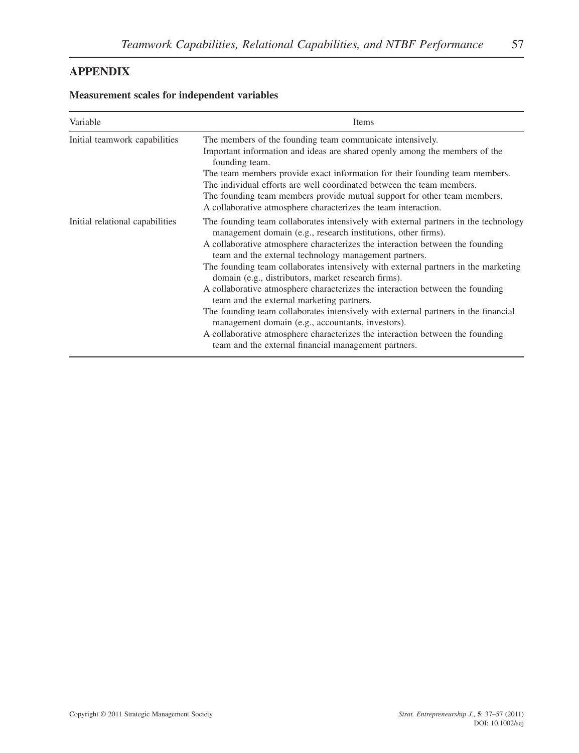## APPENDIX

### Measurement scales for independent variables

| Variable | Items |
|---|---|
| Initial teamwork capabilities | The members of the founding team communicate intensively. |
| | Important information and ideas are shared openly among the members of the founding team. |
| | The team members provide exact information for their founding team members. |
| | The individual efforts are well coordinated between the team members. |
| | The founding team members provide mutual support for other team members. |
| | A collaborative atmosphere characterizes the team interaction. |
| Initial relational capabilities | The founding team collaborates intensively with external partners in the technology management domain (e.g., research institutions, other firms). |
| | A collaborative atmosphere characterizes the interaction between the founding team and the external technology management partners. |
| | The founding team collaborates intensively with external partners in the marketing domain (e.g., distributors, market research firms). |
| | A collaborative atmosphere characterizes the interaction between the founding team and the external marketing partners. |
| | The founding team collaborates intensively with external partners in the financial management domain (e.g., accountants, investors). |
| | A collaborative atmosphere characterizes the interaction between the founding team and the external financial management partners. |